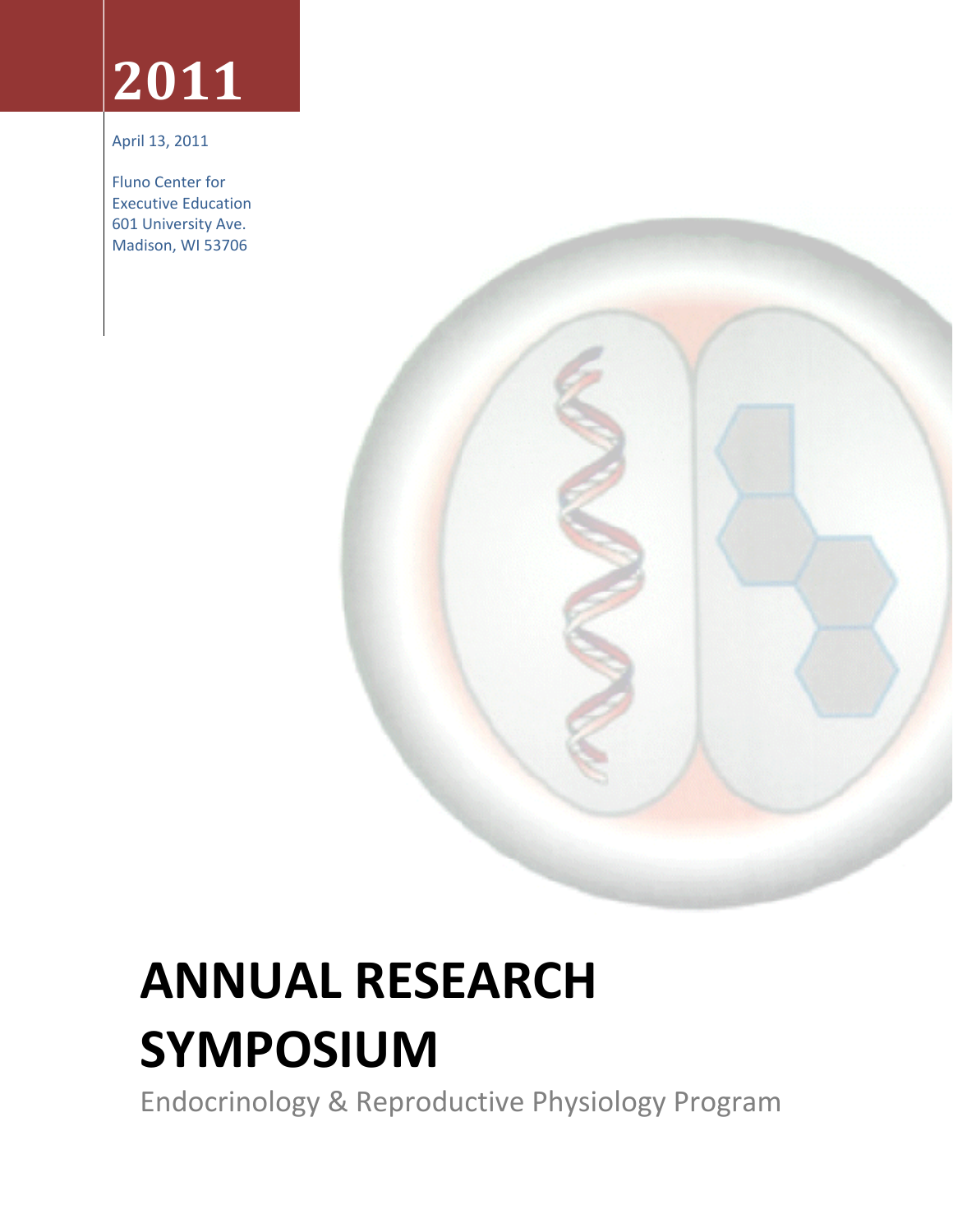# 2011

April 13, 2011

Fluno Center for
Executive Education
601 University Ave.
Madison, WI 53706

# ANNUAL RESEARCH SYMPOSIUM

Endocrinology & Reproductive Physiology Program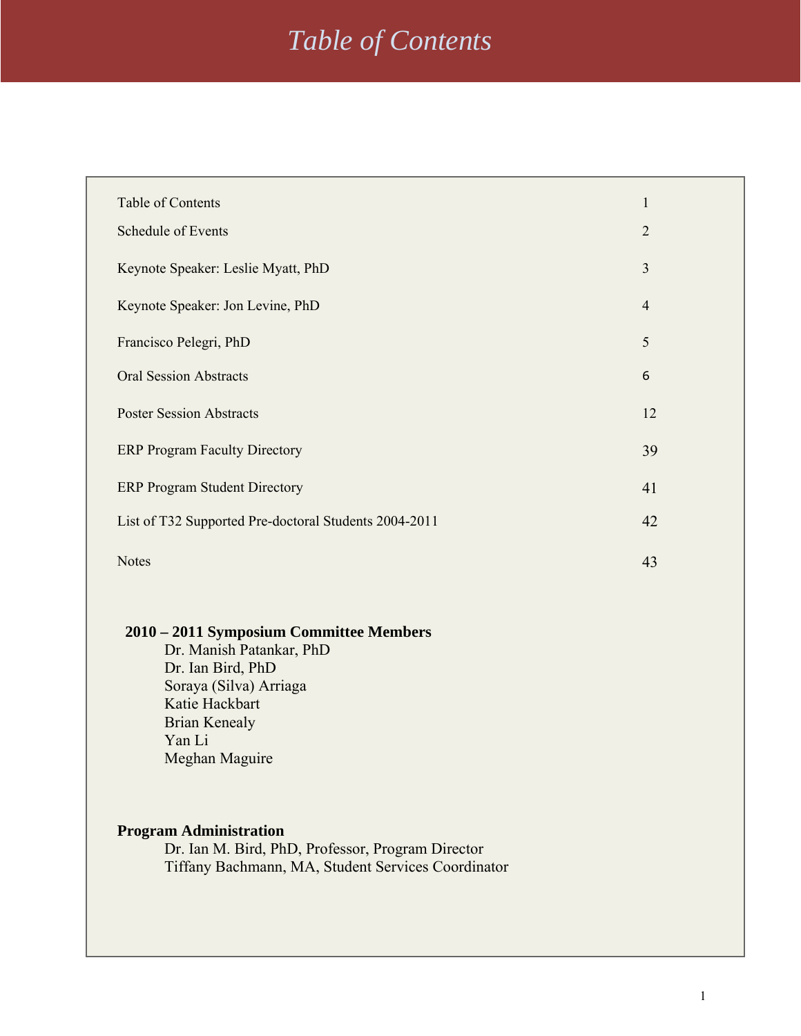# *Table of Contents*

| | |
|---|---|
| Table of Contents | 1 |
| Schedule of Events | 2 |
| Keynote Speaker: Leslie Myatt, PhD | 3 |
| Keynote Speaker: Jon Levine, PhD | 4 |
| Francisco Pelegri, PhD | 5 |
| Oral Session Abstracts | 6 |
| Poster Session Abstracts | 12 |
| ERP Program Faculty Directory | 39 |
| ERP Program Student Directory | 41 |
| List of T32 Supported Pre-doctoral Students 2004-2011 | 42 |
| Notes | 43 |

**2010 – 2011 Symposium Committee Members**

Dr. Manish Patankar, PhD
Dr. Ian Bird, PhD
Soraya (Silva) Arriaga
Katie Hackbart
Brian Kenealy
Yan Li
Meghan Maguire

**Program Administration**

Dr. Ian M. Bird, PhD, Professor, Program Director
Tiffany Bachmann, MA, Student Services Coordinator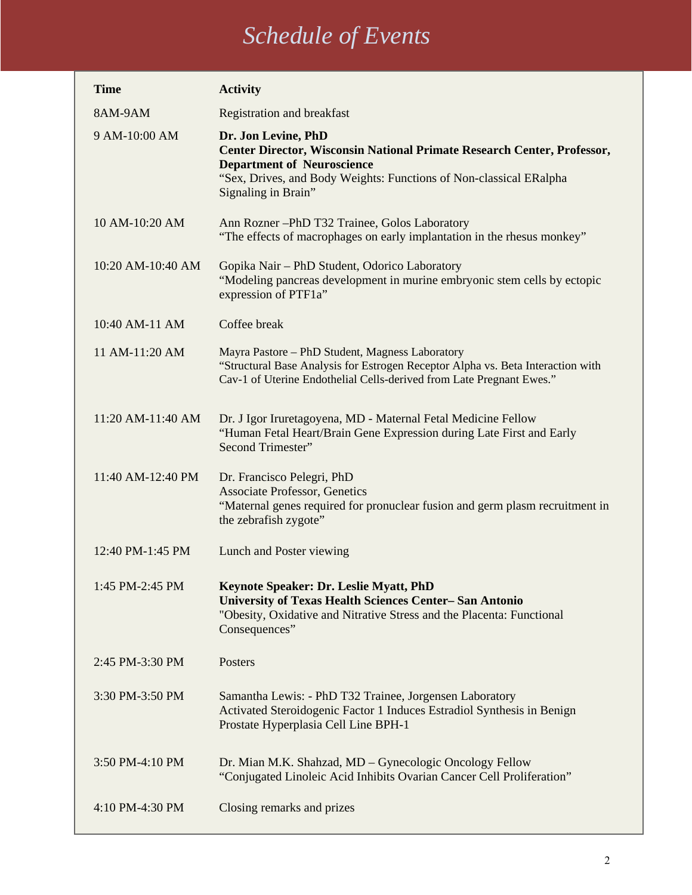# *Schedule of Events*

| Time | Activity |
|---|---|
| 8AM-9AM | Registration and breakfast |
| 9 AM-10:00 AM | **Dr. Jon Levine, PhD**<br>**Center Director, Wisconsin National Primate Research Center, Professor, Department of Neuroscience**<br>"Sex, Drives, and Body Weights: Functions of Non-classical ERalpha Signaling in Brain" |
| 10 AM-10:20 AM | Ann Rozner –PhD T32 Trainee, Golos Laboratory<br>"The effects of macrophages on early implantation in the rhesus monkey" |
| 10:20 AM-10:40 AM | Gopika Nair – PhD Student, Odorico Laboratory<br>"Modeling pancreas development in murine embryonic stem cells by ectopic expression of PTF1a" |
| 10:40 AM-11 AM | Coffee break |
| 11 AM-11:20 AM | Mayra Pastore – PhD Student, Magness Laboratory<br>"Structural Base Analysis for Estrogen Receptor Alpha vs. Beta Interaction with Cav-1 of Uterine Endothelial Cells-derived from Late Pregnant Ewes." |
| 11:20 AM-11:40 AM | Dr. J Igor Iruretagoyena, MD - Maternal Fetal Medicine Fellow<br>"Human Fetal Heart/Brain Gene Expression during Late First and Early Second Trimester" |
| 11:40 AM-12:40 PM | Dr. Francisco Pelegri, PhD<br>Associate Professor, Genetics<br>"Maternal genes required for pronuclear fusion and germ plasm recruitment in the zebrafish zygote" |
| 12:40 PM-1:45 PM | Lunch and Poster viewing |
| 1:45 PM-2:45 PM | **Keynote Speaker: Dr. Leslie Myatt, PhD**<br>**University of Texas Health Sciences Center– San Antonio**<br>"Obesity, Oxidative and Nitrative Stress and the Placenta: Functional Consequences" |
| 2:45 PM-3:30 PM | Posters |
| 3:30 PM-3:50 PM | Samantha Lewis: - PhD T32 Trainee, Jorgensen Laboratory<br>Activated Steroidogenic Factor 1 Induces Estradiol Synthesis in Benign Prostate Hyperplasia Cell Line BPH-1 |
| 3:50 PM-4:10 PM | Dr. Mian M.K. Shahzad, MD – Gynecologic Oncology Fellow<br>"Conjugated Linoleic Acid Inhibits Ovarian Cancer Cell Proliferation" |
| 4:10 PM-4:30 PM | Closing remarks and prizes |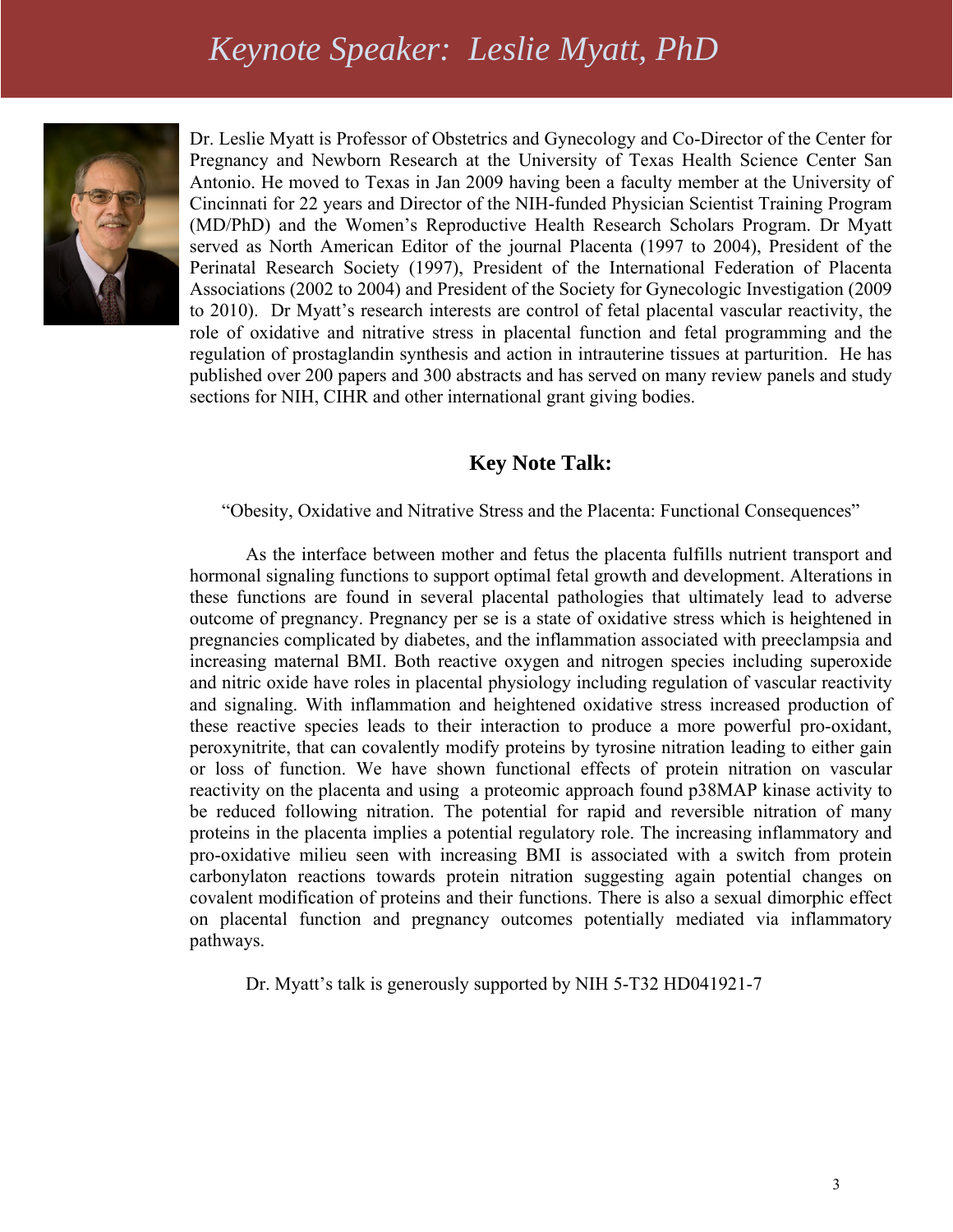# *Keynote Speaker: Leslie Myatt, PhD*

Dr. Leslie Myatt is Professor of Obstetrics and Gynecology and Co-Director of the Center for Pregnancy and Newborn Research at the University of Texas Health Science Center San Antonio. He moved to Texas in Jan 2009 having been a faculty member at the University of Cincinnati for 22 years and Director of the NIH-funded Physician Scientist Training Program (MD/PhD) and the Women's Reproductive Health Research Scholars Program. Dr Myatt served as North American Editor of the journal Placenta (1997 to 2004), President of the Perinatal Research Society (1997), President of the International Federation of Placenta Associations (2002 to 2004) and President of the Society for Gynecologic Investigation (2009 to 2010). Dr Myatt's research interests are control of fetal placental vascular reactivity, the role of oxidative and nitrative stress in placental function and fetal programming and the regulation of prostaglandin synthesis and action in intrauterine tissues at parturition. He has published over 200 papers and 300 abstracts and has served on many review panels and study sections for NIH, CIHR and other international grant giving bodies.

## Key Note Talk:

"Obesity, Oxidative and Nitrative Stress and the Placenta: Functional Consequences"

As the interface between mother and fetus the placenta fulfills nutrient transport and hormonal signaling functions to support optimal fetal growth and development. Alterations in these functions are found in several placental pathologies that ultimately lead to adverse outcome of pregnancy. Pregnancy per se is a state of oxidative stress which is heightened in pregnancies complicated by diabetes, and the inflammation associated with preeclampsia and increasing maternal BMI. Both reactive oxygen and nitrogen species including superoxide and nitric oxide have roles in placental physiology including regulation of vascular reactivity and signaling. With inflammation and heightened oxidative stress increased production of these reactive species leads to their interaction to produce a more powerful pro-oxidant, peroxynitrite, that can covalently modify proteins by tyrosine nitration leading to either gain or loss of function. We have shown functional effects of protein nitration on vascular reactivity on the placenta and using a proteomic approach found p38MAP kinase activity to be reduced following nitration. The potential for rapid and reversible nitration of many proteins in the placenta implies a potential regulatory role. The increasing inflammatory and pro-oxidative milieu seen with increasing BMI is associated with a switch from protein carbonylaton reactions towards protein nitration suggesting again potential changes on covalent modification of proteins and their functions. There is also a sexual dimorphic effect on placental function and pregnancy outcomes potentially mediated via inflammatory pathways.

Dr. Myatt's talk is generously supported by NIH 5-T32 HD041921-7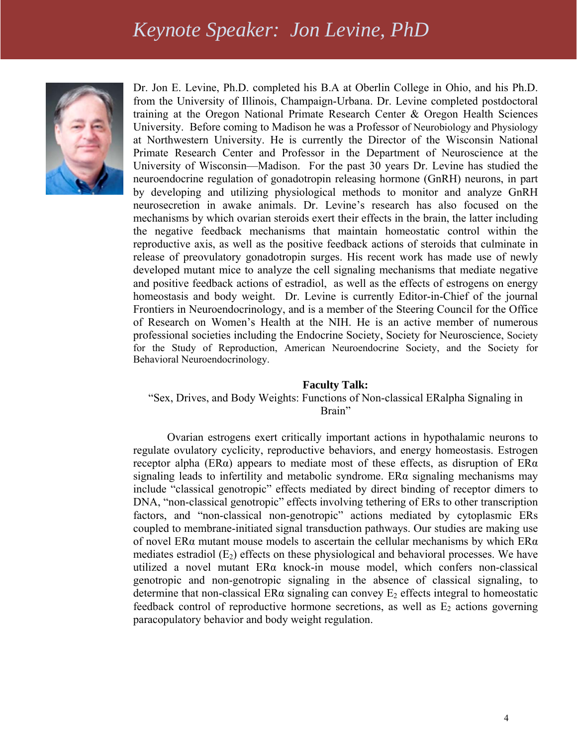# Keynote Speaker: Jon Levine, PhD

Dr. Jon E. Levine, Ph.D. completed his B.A at Oberlin College in Ohio, and his Ph.D. from the University of Illinois, Champaign-Urbana. Dr. Levine completed postdoctoral training at the Oregon National Primate Research Center & Oregon Health Sciences University. Before coming to Madison he was a Professor of Neurobiology and Physiology at Northwestern University. He is currently the Director of the Wisconsin National Primate Research Center and Professor in the Department of Neuroscience at the University of Wisconsin—Madison. For the past 30 years Dr. Levine has studied the neuroendocrine regulation of gonadotropin releasing hormone (GnRH) neurons, in part by developing and utilizing physiological methods to monitor and analyze GnRH neurosecretion in awake animals. Dr. Levine's research has also focused on the mechanisms by which ovarian steroids exert their effects in the brain, the latter including the negative feedback mechanisms that maintain homeostatic control within the reproductive axis, as well as the positive feedback actions of steroids that culminate in release of preovulatory gonadotropin surges. His recent work has made use of newly developed mutant mice to analyze the cell signaling mechanisms that mediate negative and positive feedback actions of estradiol, as well as the effects of estrogens on energy homeostasis and body weight. Dr. Levine is currently Editor-in-Chief of the journal Frontiers in Neuroendocrinology, and is a member of the Steering Council for the Office of Research on Women's Health at the NIH. He is an active member of numerous professional societies including the Endocrine Society, Society for Neuroscience, Society for the Study of Reproduction, American Neuroendocrine Society, and the Society for Behavioral Neuroendocrinology.

**Faculty Talk:**

"Sex, Drives, and Body Weights: Functions of Non-classical ERalpha Signaling in Brain"

Ovarian estrogens exert critically important actions in hypothalamic neurons to regulate ovulatory cyclicity, reproductive behaviors, and energy homeostasis. Estrogen receptor alpha (ERα) appears to mediate most of these effects, as disruption of ERα signaling leads to infertility and metabolic syndrome. ERα signaling mechanisms may include "classical genotropic" effects mediated by direct binding of receptor dimers to DNA, "non-classical genotropic" effects involving tethering of ERs to other transcription factors, and "non-classical non-genotropic" actions mediated by cytoplasmic ERs coupled to membrane-initiated signal transduction pathways. Our studies are making use of novel ERα mutant mouse models to ascertain the cellular mechanisms by which ERα mediates estradiol ($E_2$) effects on these physiological and behavioral processes. We have utilized a novel mutant ERα knock-in mouse model, which confers non-classical genotropic and non-genotropic signaling in the absence of classical signaling, to determine that non-classical ERα signaling can convey $E_2$ effects integral to homeostatic feedback control of reproductive hormone secretions, as well as $E_2$ actions governing paracopulatory behavior and body weight regulation.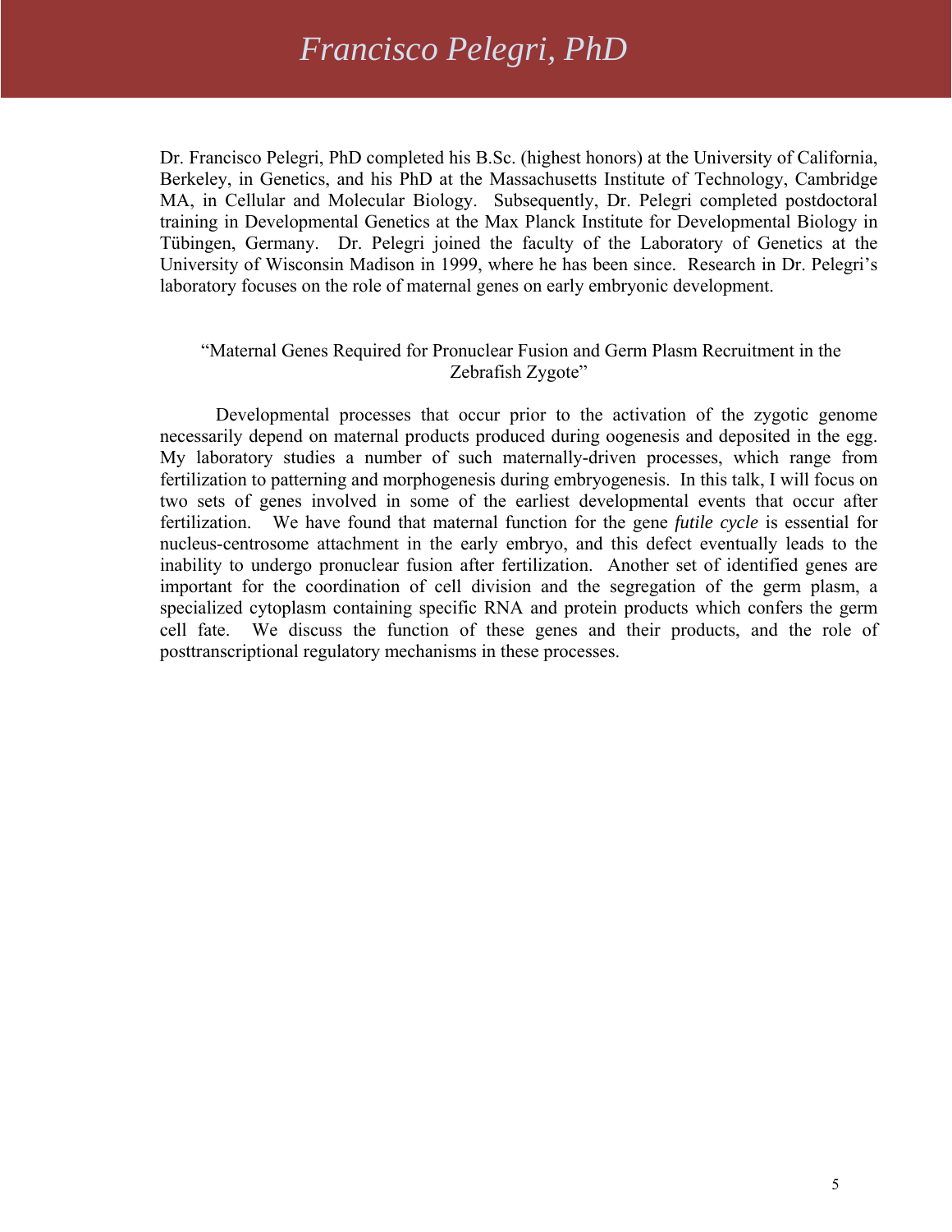# *Francisco Pelegri, PhD*

Dr. Francisco Pelegri, PhD completed his B.Sc. (highest honors) at the University of California, Berkeley, in Genetics, and his PhD at the Massachusetts Institute of Technology, Cambridge MA, in Cellular and Molecular Biology. Subsequently, Dr. Pelegri completed postdoctoral training in Developmental Genetics at the Max Planck Institute for Developmental Biology in Tübingen, Germany. Dr. Pelegri joined the faculty of the Laboratory of Genetics at the University of Wisconsin Madison in 1999, where he has been since. Research in Dr. Pelegri's laboratory focuses on the role of maternal genes on early embryonic development.

"Maternal Genes Required for Pronuclear Fusion and Germ Plasm Recruitment in the Zebrafish Zygote"

Developmental processes that occur prior to the activation of the zygotic genome necessarily depend on maternal products produced during oogenesis and deposited in the egg. My laboratory studies a number of such maternally-driven processes, which range from fertilization to patterning and morphogenesis during embryogenesis. In this talk, I will focus on two sets of genes involved in some of the earliest developmental events that occur after fertilization. We have found that maternal function for the gene *futile cycle* is essential for nucleus-centrosome attachment in the early embryo, and this defect eventually leads to the inability to undergo pronuclear fusion after fertilization. Another set of identified genes are important for the coordination of cell division and the segregation of the germ plasm, a specialized cytoplasm containing specific RNA and protein products which confers the germ cell fate. We discuss the function of these genes and their products, and the role of posttranscriptional regulatory mechanisms in these processes.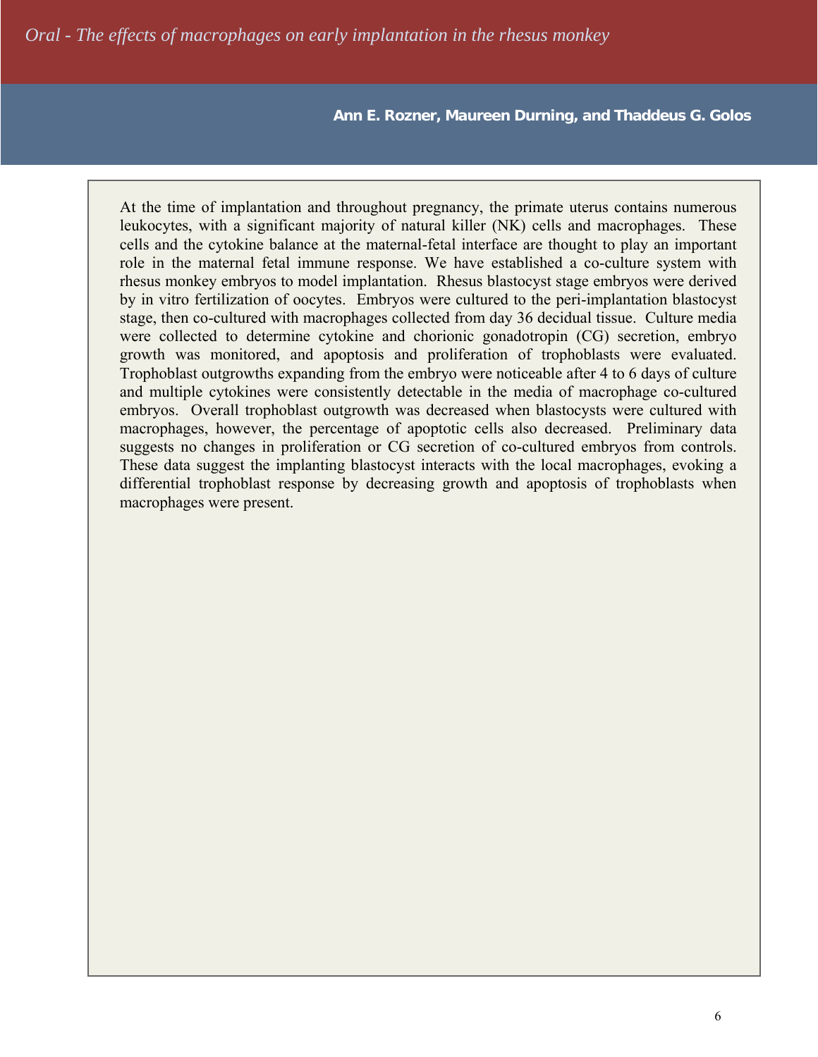# *Oral - The effects of macrophages on early implantation in the rhesus monkey*

**Ann E. Rozner, Maureen Durning, and Thaddeus G. Golos**

At the time of implantation and throughout pregnancy, the primate uterus contains numerous leukocytes, with a significant majority of natural killer (NK) cells and macrophages. These cells and the cytokine balance at the maternal-fetal interface are thought to play an important role in the maternal fetal immune response. We have established a co-culture system with rhesus monkey embryos to model implantation. Rhesus blastocyst stage embryos were derived by in vitro fertilization of oocytes. Embryos were cultured to the peri-implantation blastocyst stage, then co-cultured with macrophages collected from day 36 decidual tissue. Culture media were collected to determine cytokine and chorionic gonadotropin (CG) secretion, embryo growth was monitored, and apoptosis and proliferation of trophoblasts were evaluated. Trophoblast outgrowths expanding from the embryo were noticeable after 4 to 6 days of culture and multiple cytokines were consistently detectable in the media of macrophage co-cultured embryos. Overall trophoblast outgrowth was decreased when blastocysts were cultured with macrophages, however, the percentage of apoptotic cells also decreased. Preliminary data suggests no changes in proliferation or CG secretion of co-cultured embryos from controls. These data suggest the implanting blastocyst interacts with the local macrophages, evoking a differential trophoblast response by decreasing growth and apoptosis of trophoblasts when macrophages were present.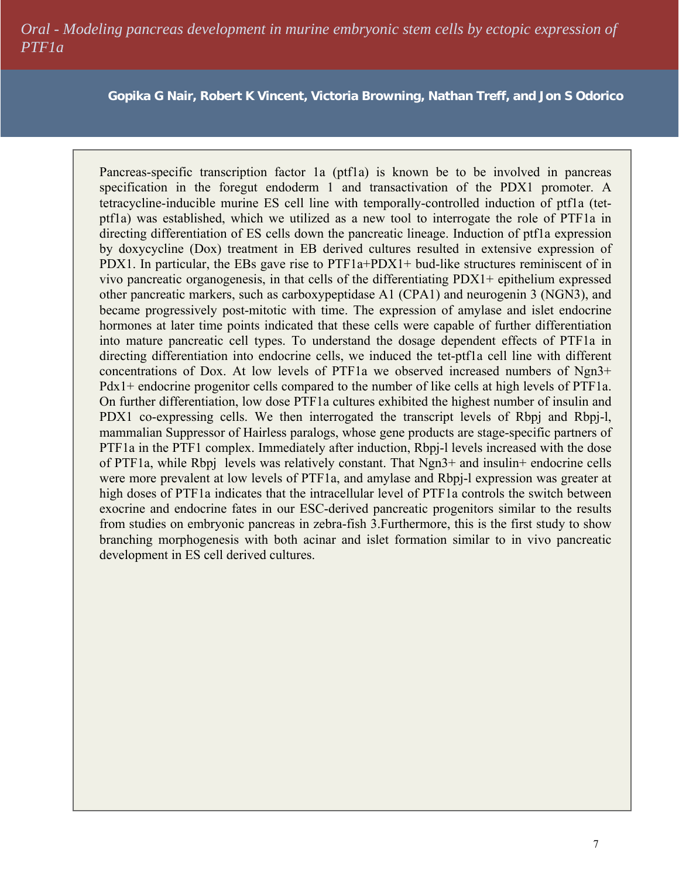# *Oral - Modeling pancreas development in murine embryonic stem cells by ectopic expression of PTF1a*

**Gopika G Nair, Robert K Vincent, Victoria Browning, Nathan Treff, and Jon S Odorico**

Pancreas-specific transcription factor 1a (ptf1a) is known be to be involved in pancreas specification in the foregut endoderm 1 and transactivation of the PDX1 promoter. A tetracycline-inducible murine ES cell line with temporally-controlled induction of ptf1a (tet-ptf1a) was established, which we utilized as a new tool to interrogate the role of PTF1a in directing differentiation of ES cells down the pancreatic lineage. Induction of ptf1a expression by doxycycline (Dox) treatment in EB derived cultures resulted in extensive expression of PDX1. In particular, the EBs gave rise to PTF1a+PDX1+ bud-like structures reminiscent of in vivo pancreatic organogenesis, in that cells of the differentiating PDX1+ epithelium expressed other pancreatic markers, such as carboxypeptidase A1 (CPA1) and neurogenin 3 (NGN3), and became progressively post-mitotic with time. The expression of amylase and islet endocrine hormones at later time points indicated that these cells were capable of further differentiation into mature pancreatic cell types. To understand the dosage dependent effects of PTF1a in directing differentiation into endocrine cells, we induced the tet-ptf1a cell line with different concentrations of Dox. At low levels of PTF1a we observed increased numbers of Ngn3+ Pdx1+ endocrine progenitor cells compared to the number of like cells at high levels of PTF1a. On further differentiation, low dose PTF1a cultures exhibited the highest number of insulin and PDX1 co-expressing cells. We then interrogated the transcript levels of Rbpj and Rbpj-l, mammalian Suppressor of Hairless paralogs, whose gene products are stage-specific partners of PTF1a in the PTF1 complex. Immediately after induction, Rbpj-l levels increased with the dose of PTF1a, while Rbpj levels was relatively constant. That Ngn3+ and insulin+ endocrine cells were more prevalent at low levels of PTF1a, and amylase and Rbpj-l expression was greater at high doses of PTF1a indicates that the intracellular level of PTF1a controls the switch between exocrine and endocrine fates in our ESC-derived pancreatic progenitors similar to the results from studies on embryonic pancreas in zebra-fish 3.Furthermore, this is the first study to show branching morphogenesis with both acinar and islet formation similar to in vivo pancreatic development in ES cell derived cultures.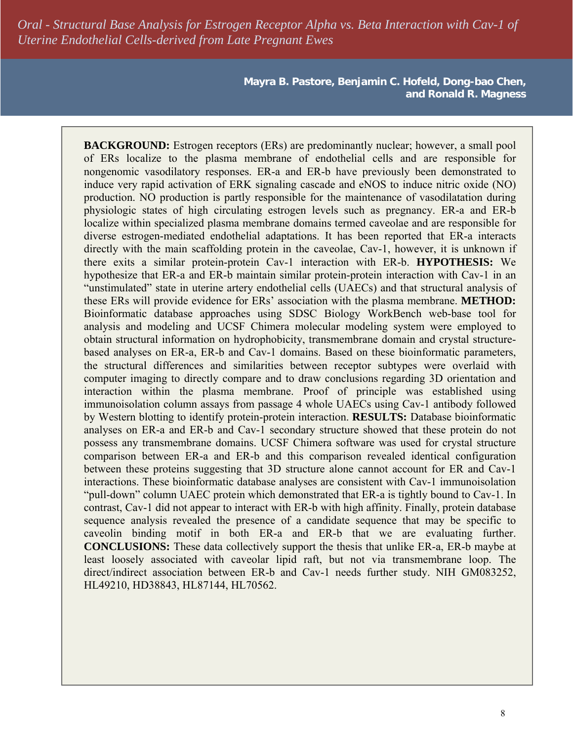# *Oral - Structural Base Analysis for Estrogen Receptor Alpha vs. Beta Interaction with Cav-1 of Uterine Endothelial Cells-derived from Late Pregnant Ewes*

**Mayra B. Pastore, Benjamin C. Hofeld, Dong-bao Chen, and Ronald R. Magness**

**BACKGROUND:** Estrogen receptors (ERs) are predominantly nuclear; however, a small pool of ERs localize to the plasma membrane of endothelial cells and are responsible for nongenomic vasodilatory responses. ER-a and ER-b have previously been demonstrated to induce very rapid activation of ERK signaling cascade and eNOS to induce nitric oxide (NO) production. NO production is partly responsible for the maintenance of vasodilatation during physiologic states of high circulating estrogen levels such as pregnancy. ER-a and ER-b localize within specialized plasma membrane domains termed caveolae and are responsible for diverse estrogen-mediated endothelial adaptations. It has been reported that ER-a interacts directly with the main scaffolding protein in the caveolae, Cav-1, however, it is unknown if there exits a similar protein-protein Cav-1 interaction with ER-b. **HYPOTHESIS:** We hypothesize that ER-a and ER-b maintain similar protein-protein interaction with Cav-1 in an "unstimulated" state in uterine artery endothelial cells (UAECs) and that structural analysis of these ERs will provide evidence for ERs' association with the plasma membrane. **METHOD:** Bioinformatic database approaches using SDSC Biology WorkBench web-base tool for analysis and modeling and UCSF Chimera molecular modeling system were employed to obtain structural information on hydrophobicity, transmembrane domain and crystal structure-based analyses on ER-a, ER-b and Cav-1 domains. Based on these bioinformatic parameters, the structural differences and similarities between receptor subtypes were overlaid with computer imaging to directly compare and to draw conclusions regarding 3D orientation and interaction within the plasma membrane. Proof of principle was established using immunoisolation column assays from passage 4 whole UAECs using Cav-1 antibody followed by Western blotting to identify protein-protein interaction. **RESULTS:** Database bioinformatic analyses on ER-a and ER-b and Cav-1 secondary structure showed that these protein do not possess any transmembrane domains. UCSF Chimera software was used for crystal structure comparison between ER-a and ER-b and this comparison revealed identical configuration between these proteins suggesting that 3D structure alone cannot account for ER and Cav-1 interactions. These bioinformatic database analyses are consistent with Cav-1 immunoisolation "pull-down" column UAEC protein which demonstrated that ER-a is tightly bound to Cav-1. In contrast, Cav-1 did not appear to interact with ER-b with high affinity. Finally, protein database sequence analysis revealed the presence of a candidate sequence that may be specific to caveolin binding motif in both ER-a and ER-b that we are evaluating further. **CONCLUSIONS:** These data collectively support the thesis that unlike ER-a, ER-b maybe at least loosely associated with caveolar lipid raft, but not via transmembrane loop. The direct/indirect association between ER-b and Cav-1 needs further study. NIH GM083252, HL49210, HD38843, HL87144, HL70562.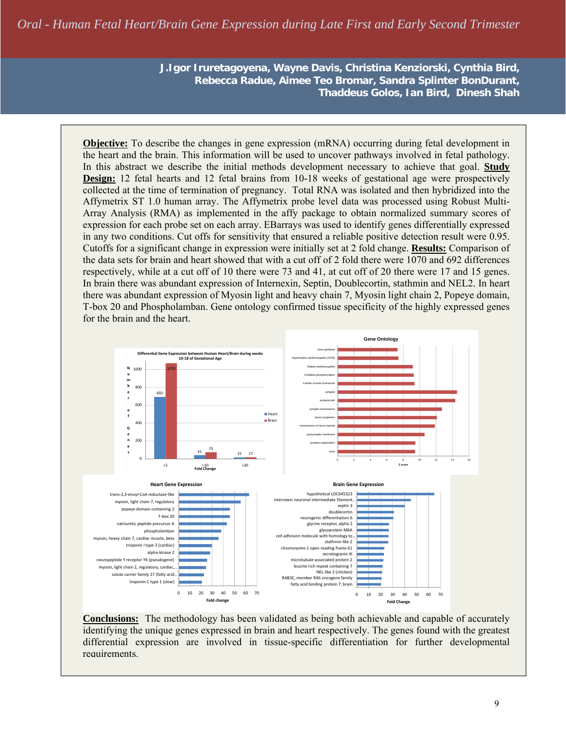# Oral - Human Fetal Heart/Brain Gene Expression during Late First and Early Second Trimester

**J.Igor Iruretagoyena, Wayne Davis, Christina Kenziorski, Cynthia Bird, Rebecca Radue, Aimee Teo Bromar, Sandra Splinter BonDurant, Thaddeus Golos, Ian Bird, Dinesh Shah**

**Objective:** To describe the changes in gene expression (mRNA) occurring during fetal development in the heart and the brain. This information will be used to uncover pathways involved in fetal pathology. In this abstract we describe the initial methods development necessary to achieve that goal. **Study Design:** 12 fetal hearts and 12 fetal brains from 10-18 weeks of gestational age were prospectively collected at the time of termination of pregnancy. Total RNA was isolated and then hybridized into the Affymetrix ST 1.0 human array. The Affymetrix probe level data was processed using Robust Multi-Array Analysis (RMA) as implemented in the affy package to obtain normalized summary scores of expression for each probe set on each array. EBarrays was used to identify genes differentially expressed in any two conditions. Cut offs for sensitivity that ensured a reliable positive detection result were 0.95. Cutoffs for a significant change in expression were initially set at 2 fold change. **Results:** Comparison of the data sets for brain and heart showed that with a cut off of 2 fold there were 1070 and 692 differences respectively, while at a cut off of 10 there were 73 and 41, at cut off of 20 there were 17 and 15 genes. In brain there was abundant expression of Internexin, Septin, Doublecortin, stathmin and NEL2. In heart there was abundant expression of Myosin light and heavy chain 7, Myosin light chain 2, Popeye domain, T-box 20 and Phospholamban. Gene ontology confirmed tissue specificity of the highly expressed genes for the brain and the heart.

**Conclusions:** The methodology has been validated as being both achievable and capable of accurately identifying the unique genes expressed in brain and heart respectively. The genes found with the greatest differential expression are involved in tissue-specific differentiation for further developmental requirements.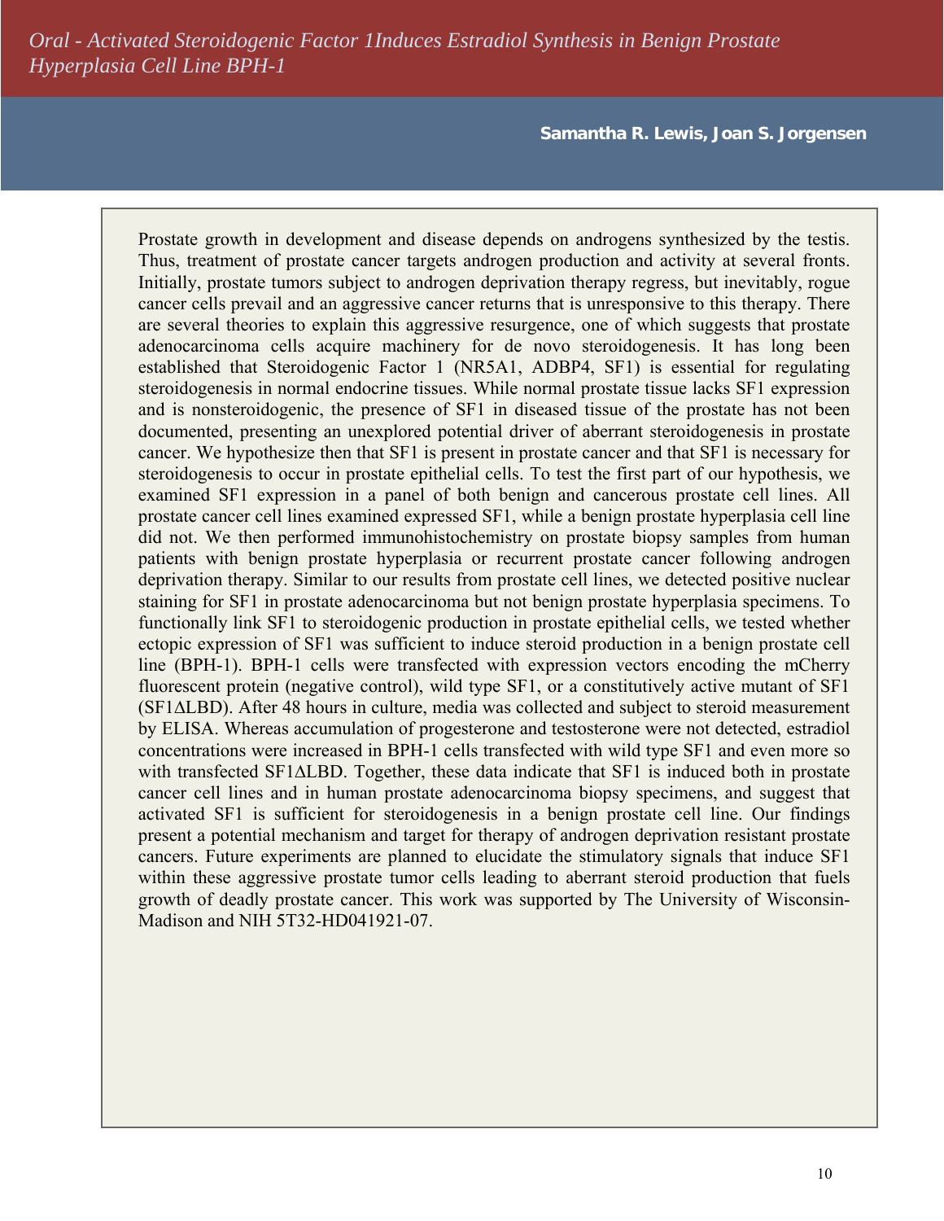# *Oral - Activated Steroidogenic Factor 1Induces Estradiol Synthesis in Benign Prostate Hyperplasia Cell Line BPH-1*

**Samantha R. Lewis, Joan S. Jorgensen**

Prostate growth in development and disease depends on androgens synthesized by the testis. Thus, treatment of prostate cancer targets androgen production and activity at several fronts. Initially, prostate tumors subject to androgen deprivation therapy regress, but inevitably, rogue cancer cells prevail and an aggressive cancer returns that is unresponsive to this therapy. There are several theories to explain this aggressive resurgence, one of which suggests that prostate adenocarcinoma cells acquire machinery for de novo steroidogenesis. It has long been established that Steroidogenic Factor 1 (NR5A1, ADBP4, SF1) is essential for regulating steroidogenesis in normal endocrine tissues. While normal prostate tissue lacks SF1 expression and is nonsteroidogenic, the presence of SF1 in diseased tissue of the prostate has not been documented, presenting an unexplored potential driver of aberrant steroidogenesis in prostate cancer. We hypothesize then that SF1 is present in prostate cancer and that SF1 is necessary for steroidogenesis to occur in prostate epithelial cells. To test the first part of our hypothesis, we examined SF1 expression in a panel of both benign and cancerous prostate cell lines. All prostate cancer cell lines examined expressed SF1, while a benign prostate hyperplasia cell line did not. We then performed immunohistochemistry on prostate biopsy samples from human patients with benign prostate hyperplasia or recurrent prostate cancer following androgen deprivation therapy. Similar to our results from prostate cell lines, we detected positive nuclear staining for SF1 in prostate adenocarcinoma but not benign prostate hyperplasia specimens. To functionally link SF1 to steroidogenic production in prostate epithelial cells, we tested whether ectopic expression of SF1 was sufficient to induce steroid production in a benign prostate cell line (BPH-1). BPH-1 cells were transfected with expression vectors encoding the mCherry fluorescent protein (negative control), wild type SF1, or a constitutively active mutant of SF1 (SF1ΔLBD). After 48 hours in culture, media was collected and subject to steroid measurement by ELISA. Whereas accumulation of progesterone and testosterone were not detected, estradiol concentrations were increased in BPH-1 cells transfected with wild type SF1 and even more so with transfected SF1ΔLBD. Together, these data indicate that SF1 is induced both in prostate cancer cell lines and in human prostate adenocarcinoma biopsy specimens, and suggest that activated SF1 is sufficient for steroidogenesis in a benign prostate cell line. Our findings present a potential mechanism and target for therapy of androgen deprivation resistant prostate cancers. Future experiments are planned to elucidate the stimulatory signals that induce SF1 within these aggressive prostate tumor cells leading to aberrant steroid production that fuels growth of deadly prostate cancer. This work was supported by The University of Wisconsin-Madison and NIH 5T32-HD041921-07.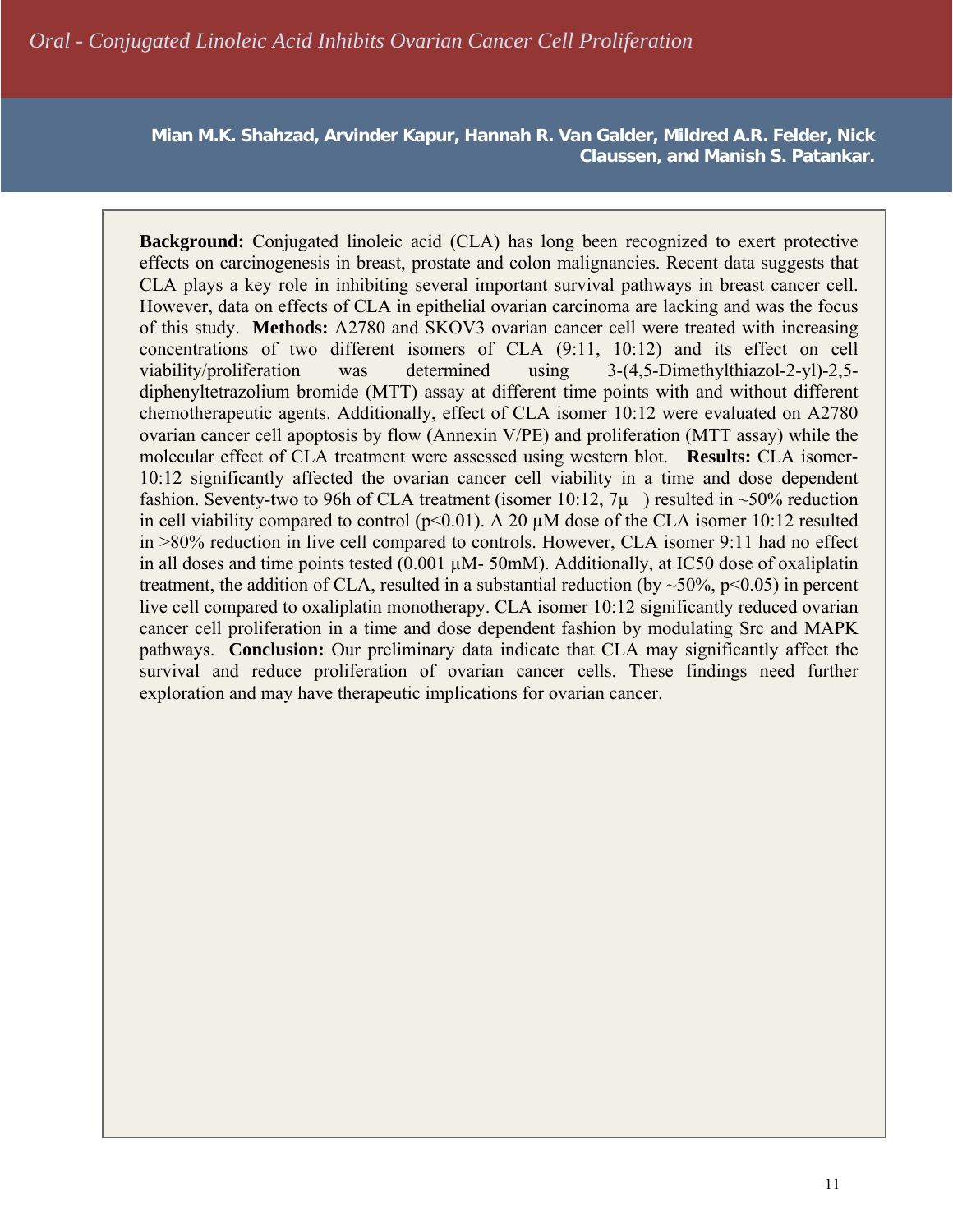# Oral - Conjugated Linoleic Acid Inhibits Ovarian Cancer Cell Proliferation

**Mian M.K. Shahzad, Arvinder Kapur, Hannah R. Van Galder, Mildred A.R. Felder, Nick Claussen, and Manish S. Patankar.**

**Background:** Conjugated linoleic acid (CLA) has long been recognized to exert protective effects on carcinogenesis in breast, prostate and colon malignancies. Recent data suggests that CLA plays a key role in inhibiting several important survival pathways in breast cancer cell. However, data on effects of CLA in epithelial ovarian carcinoma are lacking and was the focus of this study. **Methods:** A2780 and SKOV3 ovarian cancer cell were treated with increasing concentrations of two different isomers of CLA (9:11, 10:12) and its effect on cell viability/proliferation was determined using 3-(4,5-Dimethylthiazol-2-yl)-2,5-diphenyltetrazolium bromide (MTT) assay at different time points with and without different chemotherapeutic agents. Additionally, effect of CLA isomer 10:12 were evaluated on A2780 ovarian cancer cell apoptosis by flow (Annexin V/PE) and proliferation (MTT assay) while the molecular effect of CLA treatment were assessed using western blot. **Results:** CLA isomer-10:12 significantly affected the ovarian cancer cell viability in a time and dose dependent fashion. Seventy-two to 96h of CLA treatment (isomer 10:12, 7µ ) resulted in ~50% reduction in cell viability compared to control ($p<0.01$). A 20 µM dose of the CLA isomer 10:12 resulted in >80% reduction in live cell compared to controls. However, CLA isomer 9:11 had no effect in all doses and time points tested (0.001 µM- 50mM). Additionally, at IC50 dose of oxaliplatin treatment, the addition of CLA, resulted in a substantial reduction (by ~50%, $p<0.05$) in percent live cell compared to oxaliplatin monotherapy. CLA isomer 10:12 significantly reduced ovarian cancer cell proliferation in a time and dose dependent fashion by modulating Src and MAPK pathways. **Conclusion:** Our preliminary data indicate that CLA may significantly affect the survival and reduce proliferation of ovarian cancer cells. These findings need further exploration and may have therapeutic implications for ovarian cancer.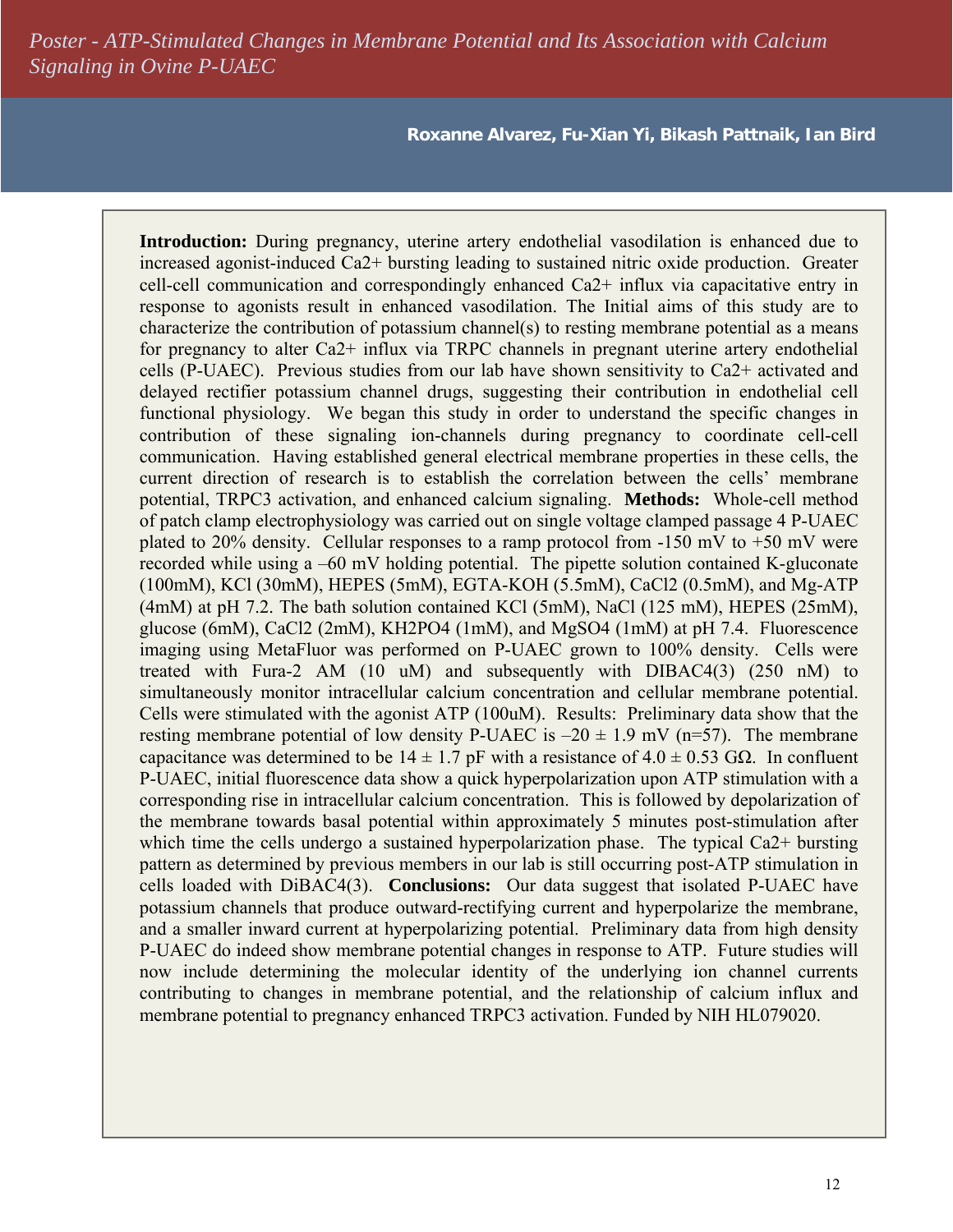# Poster - ATP-Stimulated Changes in Membrane Potential and Its Association with Calcium Signaling in Ovine P-UAEC

**Roxanne Alvarez, Fu-Xian Yi, Bikash Pattnaik, Ian Bird**

**Introduction:** During pregnancy, uterine artery endothelial vasodilation is enhanced due to increased agonist-induced Ca2+ bursting leading to sustained nitric oxide production. Greater cell-cell communication and correspondingly enhanced Ca2+ influx via capacitative entry in response to agonists result in enhanced vasodilation. The Initial aims of this study are to characterize the contribution of potassium channel(s) to resting membrane potential as a means for pregnancy to alter Ca2+ influx via TRPC channels in pregnant uterine artery endothelial cells (P-UAEC). Previous studies from our lab have shown sensitivity to Ca2+ activated and delayed rectifier potassium channel drugs, suggesting their contribution in endothelial cell functional physiology. We began this study in order to understand the specific changes in contribution of these signaling ion-channels during pregnancy to coordinate cell-cell communication. Having established general electrical membrane properties in these cells, the current direction of research is to establish the correlation between the cells' membrane potential, TRPC3 activation, and enhanced calcium signaling. **Methods:** Whole-cell method of patch clamp electrophysiology was carried out on single voltage clamped passage 4 P-UAEC plated to 20% density. Cellular responses to a ramp protocol from -150 mV to +50 mV were recorded while using a –60 mV holding potential. The pipette solution contained K-gluconate (100mM), KCl (30mM), HEPES (5mM), EGTA-KOH (5.5mM), CaCl2 (0.5mM), and Mg-ATP (4mM) at pH 7.2. The bath solution contained KCl (5mM), NaCl (125 mM), HEPES (25mM), glucose (6mM), CaCl2 (2mM), KH2PO4 (1mM), and MgSO4 (1mM) at pH 7.4. Fluorescence imaging using MetaFluor was performed on P-UAEC grown to 100% density. Cells were treated with Fura-2 AM (10 uM) and subsequently with DIBAC4(3) (250 nM) to simultaneously monitor intracellular calcium concentration and cellular membrane potential. Cells were stimulated with the agonist ATP (100uM). Results: Preliminary data show that the resting membrane potential of low density P-UAEC is –20 ± 1.9 mV (n=57). The membrane capacitance was determined to be 14 ± 1.7 pF with a resistance of 4.0 ± 0.53 GΩ. In confluent P-UAEC, initial fluorescence data show a quick hyperpolarization upon ATP stimulation with a corresponding rise in intracellular calcium concentration. This is followed by depolarization of the membrane towards basal potential within approximately 5 minutes post-stimulation after which time the cells undergo a sustained hyperpolarization phase. The typical Ca2+ bursting pattern as determined by previous members in our lab is still occurring post-ATP stimulation in cells loaded with DiBAC4(3). **Conclusions:** Our data suggest that isolated P-UAEC have potassium channels that produce outward-rectifying current and hyperpolarize the membrane, and a smaller inward current at hyperpolarizing potential. Preliminary data from high density P-UAEC do indeed show membrane potential changes in response to ATP. Future studies will now include determining the molecular identity of the underlying ion channel currents contributing to changes in membrane potential, and the relationship of calcium influx and membrane potential to pregnancy enhanced TRPC3 activation. Funded by NIH HL079020.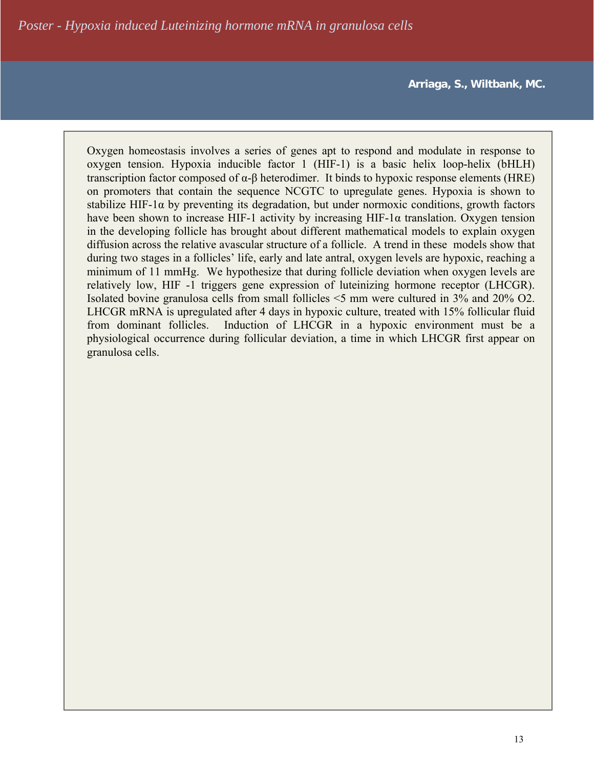# *Poster - Hypoxia induced Luteinizing hormone mRNA in granulosa cells*

**Arriaga, S., Wiltbank, MC.**

Oxygen homeostasis involves a series of genes apt to respond and modulate in response to oxygen tension. Hypoxia inducible factor 1 (HIF-1) is a basic helix loop-helix (bHLH) transcription factor composed of α-β heterodimer. It binds to hypoxic response elements (HRE) on promoters that contain the sequence NCGTC to upregulate genes. Hypoxia is shown to stabilize HIF-1α by preventing its degradation, but under normoxic conditions, growth factors have been shown to increase HIF-1 activity by increasing HIF-1α translation. Oxygen tension in the developing follicle has brought about different mathematical models to explain oxygen diffusion across the relative avascular structure of a follicle. A trend in these models show that during two stages in a follicles' life, early and late antral, oxygen levels are hypoxic, reaching a minimum of 11 mmHg. We hypothesize that during follicle deviation when oxygen levels are relatively low, HIF -1 triggers gene expression of luteinizing hormone receptor (LHCGR). Isolated bovine granulosa cells from small follicles <5 mm were cultured in 3% and 20% $O_2$. LHCGR mRNA is upregulated after 4 days in hypoxic culture, treated with 15% follicular fluid from dominant follicles. Induction of LHCGR in a hypoxic environment must be a physiological occurrence during follicular deviation, a time in which LHCGR first appear on granulosa cells.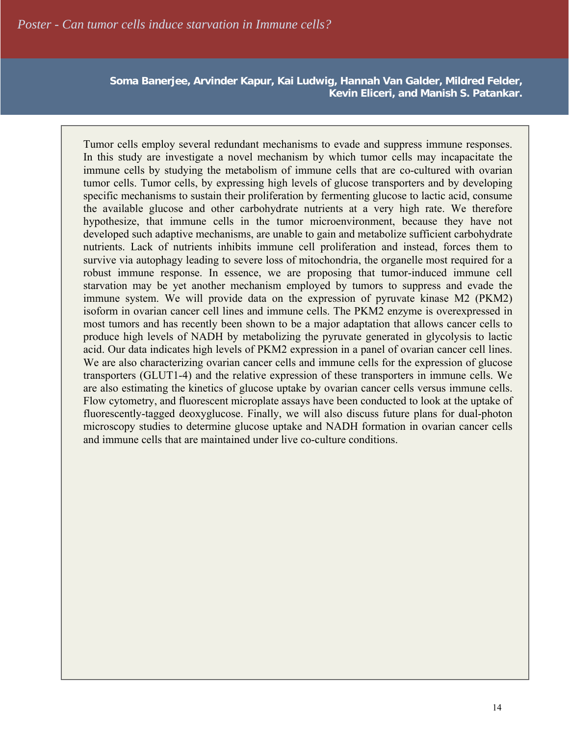# *Poster - Can tumor cells induce starvation in Immune cells?*

**Soma Banerjee, Arvinder Kapur, Kai Ludwig, Hannah Van Galder, Mildred Felder, Kevin Eliceri, and Manish S. Patankar.**

Tumor cells employ several redundant mechanisms to evade and suppress immune responses. In this study are investigate a novel mechanism by which tumor cells may incapacitate the immune cells by studying the metabolism of immune cells that are co-cultured with ovarian tumor cells. Tumor cells, by expressing high levels of glucose transporters and by developing specific mechanisms to sustain their proliferation by fermenting glucose to lactic acid, consume the available glucose and other carbohydrate nutrients at a very high rate. We therefore hypothesize, that immune cells in the tumor microenvironment, because they have not developed such adaptive mechanisms, are unable to gain and metabolize sufficient carbohydrate nutrients. Lack of nutrients inhibits immune cell proliferation and instead, forces them to survive via autophagy leading to severe loss of mitochondria, the organelle most required for a robust immune response. In essence, we are proposing that tumor-induced immune cell starvation may be yet another mechanism employed by tumors to suppress and evade the immune system. We will provide data on the expression of pyruvate kinase M2 (PKM2) isoform in ovarian cancer cell lines and immune cells. The PKM2 enzyme is overexpressed in most tumors and has recently been shown to be a major adaptation that allows cancer cells to produce high levels of NADH by metabolizing the pyruvate generated in glycolysis to lactic acid. Our data indicates high levels of PKM2 expression in a panel of ovarian cancer cell lines. We are also characterizing ovarian cancer cells and immune cells for the expression of glucose transporters (GLUT1-4) and the relative expression of these transporters in immune cells. We are also estimating the kinetics of glucose uptake by ovarian cancer cells versus immune cells. Flow cytometry, and fluorescent microplate assays have been conducted to look at the uptake of fluorescently-tagged deoxyglucose. Finally, we will also discuss future plans for dual-photon microscopy studies to determine glucose uptake and NADH formation in ovarian cancer cells and immune cells that are maintained under live co-culture conditions.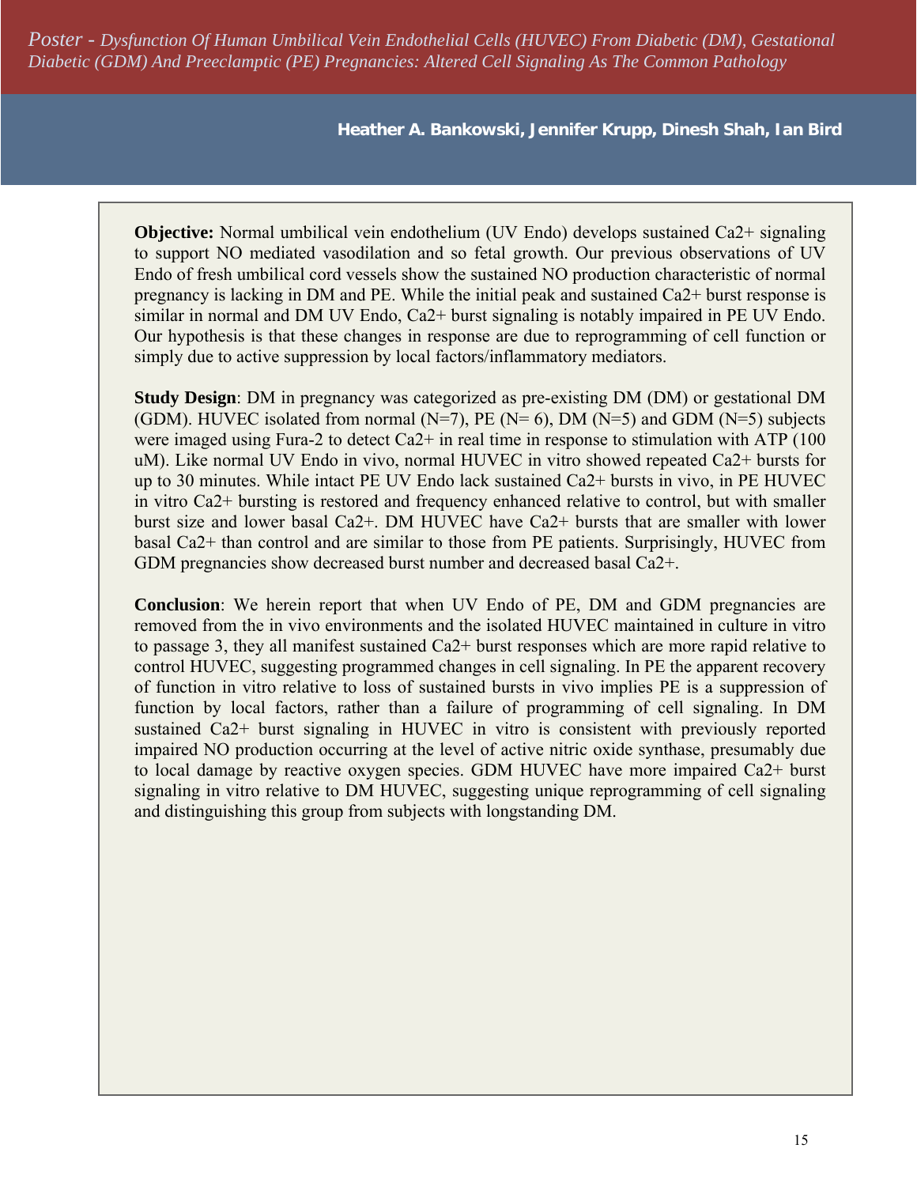# *Poster - Dysfunction Of Human Umbilical Vein Endothelial Cells (HUVEC) From Diabetic (DM), Gestational Diabetic (GDM) And Preeclamptic (PE) Pregnancies: Altered Cell Signaling As The Common Pathology*

**Heather A. Bankowski, Jennifer Krupp, Dinesh Shah, Ian Bird**

**Objective:** Normal umbilical vein endothelium (UV Endo) develops sustained Ca2+ signaling to support NO mediated vasodilation and so fetal growth. Our previous observations of UV Endo of fresh umbilical cord vessels show the sustained NO production characteristic of normal pregnancy is lacking in DM and PE. While the initial peak and sustained Ca2+ burst response is similar in normal and DM UV Endo, Ca2+ burst signaling is notably impaired in PE UV Endo. Our hypothesis is that these changes in response are due to reprogramming of cell function or simply due to active suppression by local factors/inflammatory mediators.

**Study Design**: DM in pregnancy was categorized as pre-existing DM (DM) or gestational DM (GDM). HUVEC isolated from normal (N=7), PE (N= 6), DM (N=5) and GDM (N=5) subjects were imaged using Fura-2 to detect Ca2+ in real time in response to stimulation with ATP (100 uM). Like normal UV Endo in vivo, normal HUVEC in vitro showed repeated Ca2+ bursts for up to 30 minutes. While intact PE UV Endo lack sustained Ca2+ bursts in vivo, in PE HUVEC in vitro Ca2+ bursting is restored and frequency enhanced relative to control, but with smaller burst size and lower basal Ca2+. DM HUVEC have Ca2+ bursts that are smaller with lower basal Ca2+ than control and are similar to those from PE patients. Surprisingly, HUVEC from GDM pregnancies show decreased burst number and decreased basal Ca2+.

**Conclusion**: We herein report that when UV Endo of PE, DM and GDM pregnancies are removed from the in vivo environments and the isolated HUVEC maintained in culture in vitro to passage 3, they all manifest sustained Ca2+ burst responses which are more rapid relative to control HUVEC, suggesting programmed changes in cell signaling. In PE the apparent recovery of function in vitro relative to loss of sustained bursts in vivo implies PE is a suppression of function by local factors, rather than a failure of programming of cell signaling. In DM sustained Ca2+ burst signaling in HUVEC in vitro is consistent with previously reported impaired NO production occurring at the level of active nitric oxide synthase, presumably due to local damage by reactive oxygen species. GDM HUVEC have more impaired Ca2+ burst signaling in vitro relative to DM HUVEC, suggesting unique reprogramming of cell signaling and distinguishing this group from subjects with longstanding DM.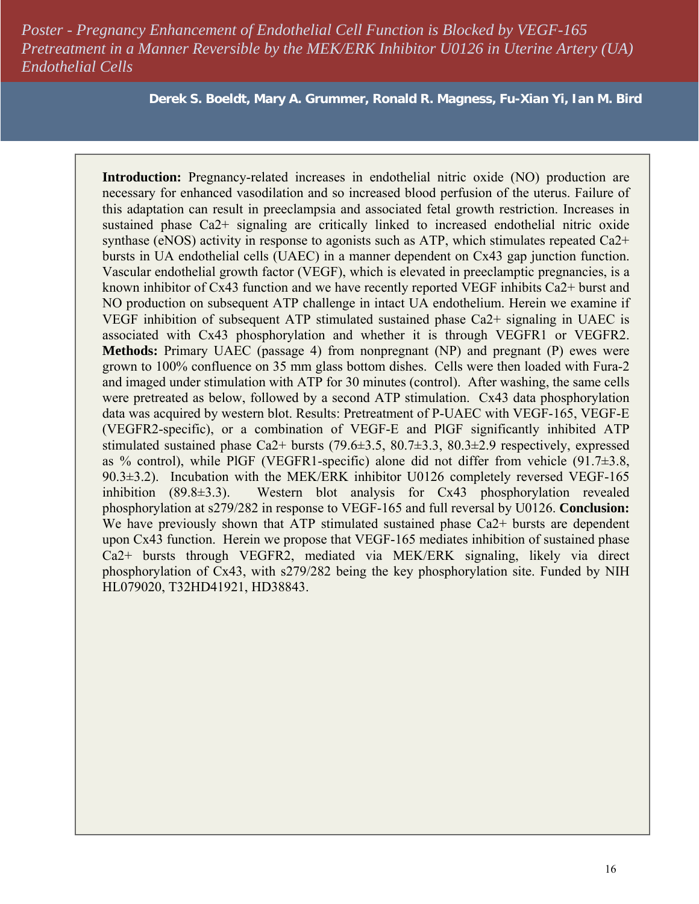*Poster - Pregnancy Enhancement of Endothelial Cell Function is Blocked by VEGF-165 Pretreatment in a Manner Reversible by the MEK/ERK Inhibitor U0126 in Uterine Artery (UA) Endothelial Cells*

**Derek S. Boeldt, Mary A. Grummer, Ronald R. Magness, Fu-Xian Yi, Ian M. Bird**

**Introduction:** Pregnancy-related increases in endothelial nitric oxide (NO) production are necessary for enhanced vasodilation and so increased blood perfusion of the uterus. Failure of this adaptation can result in preeclampsia and associated fetal growth restriction. Increases in sustained phase Ca2+ signaling are critically linked to increased endothelial nitric oxide synthase (eNOS) activity in response to agonists such as ATP, which stimulates repeated Ca2+ bursts in UA endothelial cells (UAEC) in a manner dependent on Cx43 gap junction function. Vascular endothelial growth factor (VEGF), which is elevated in preeclamptic pregnancies, is a known inhibitor of Cx43 function and we have recently reported VEGF inhibits Ca2+ burst and NO production on subsequent ATP challenge in intact UA endothelium. Herein we examine if VEGF inhibition of subsequent ATP stimulated sustained phase Ca2+ signaling in UAEC is associated with Cx43 phosphorylation and whether it is through VEGFR1 or VEGFR2. **Methods:** Primary UAEC (passage 4) from nonpregnant (NP) and pregnant (P) ewes were grown to 100% confluence on 35 mm glass bottom dishes. Cells were then loaded with Fura-2 and imaged under stimulation with ATP for 30 minutes (control). After washing, the same cells were pretreated as below, followed by a second ATP stimulation. Cx43 data phosphorylation data was acquired by western blot. Results: Pretreatment of P-UAEC with VEGF-165, VEGF-E (VEGFR2-specific), or a combination of VEGF-E and PlGF significantly inhibited ATP stimulated sustained phase Ca2+ bursts (79.6±3.5, 80.7±3.3, 80.3±2.9 respectively, expressed as % control), while PlGF (VEGFR1-specific) alone did not differ from vehicle (91.7±3.8, 90.3±3.2). Incubation with the MEK/ERK inhibitor U0126 completely reversed VEGF-165 inhibition (89.8±3.3). Western blot analysis for Cx43 phosphorylation revealed phosphorylation at s279/282 in response to VEGF-165 and full reversal by U0126. **Conclusion:** We have previously shown that ATP stimulated sustained phase Ca2+ bursts are dependent upon Cx43 function. Herein we propose that VEGF-165 mediates inhibition of sustained phase Ca2+ bursts through VEGFR2, mediated via MEK/ERK signaling, likely via direct phosphorylation of Cx43, with s279/282 being the key phosphorylation site. Funded by NIH HL079020, T32HD41921, HD38843.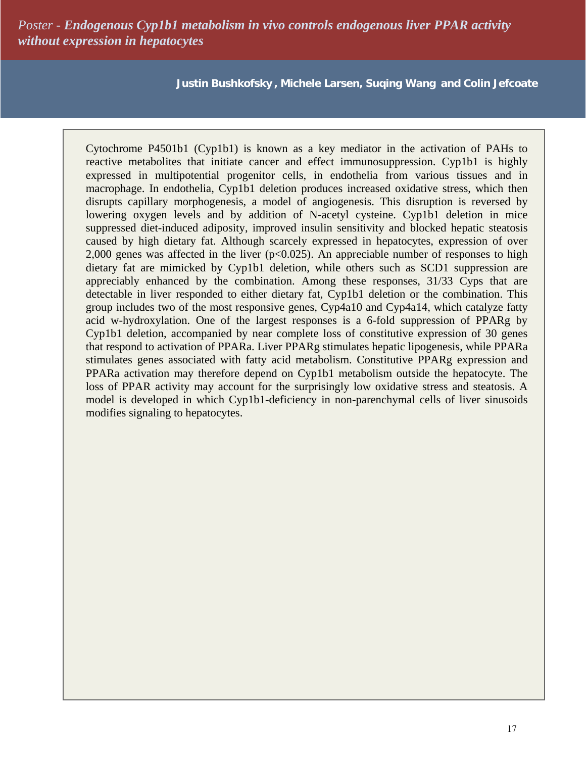# *Poster - **Endogenous Cyp1b1 metabolism in vivo controls endogenous liver PPAR activity without expression in hepatocytes***

**Justin Bushkofsky, Michele Larsen, Suqing Wang and Colin Jefcoate**

Cytochrome P4501b1 (Cyp1b1) is known as a key mediator in the activation of PAHs to reactive metabolites that initiate cancer and effect immunosuppression. Cyp1b1 is highly expressed in multipotential progenitor cells, in endothelia from various tissues and in macrophage. In endothelia, Cyp1b1 deletion produces increased oxidative stress, which then disrupts capillary morphogenesis, a model of angiogenesis. This disruption is reversed by lowering oxygen levels and by addition of N-acetyl cysteine. Cyp1b1 deletion in mice suppressed diet-induced adiposity, improved insulin sensitivity and blocked hepatic steatosis caused by high dietary fat. Although scarcely expressed in hepatocytes, expression of over 2,000 genes was affected in the liver ($p<0.025$). An appreciable number of responses to high dietary fat are mimicked by Cyp1b1 deletion, while others such as SCD1 suppression are appreciably enhanced by the combination. Among these responses, 31/33 Cyps that are detectable in liver responded to either dietary fat, Cyp1b1 deletion or the combination. This group includes two of the most responsive genes, Cyp4a10 and Cyp4a14, which catalyze fatty acid w-hydroxylation. One of the largest responses is a 6-fold suppression of PPARg by Cyp1b1 deletion, accompanied by near complete loss of constitutive expression of 30 genes that respond to activation of PPARa. Liver PPARg stimulates hepatic lipogenesis, while PPARa stimulates genes associated with fatty acid metabolism. Constitutive PPARg expression and PPARa activation may therefore depend on Cyp1b1 metabolism outside the hepatocyte. The loss of PPAR activity may account for the surprisingly low oxidative stress and steatosis. A model is developed in which Cyp1b1-deficiency in non-parenchymal cells of liver sinusoids modifies signaling to hepatocytes.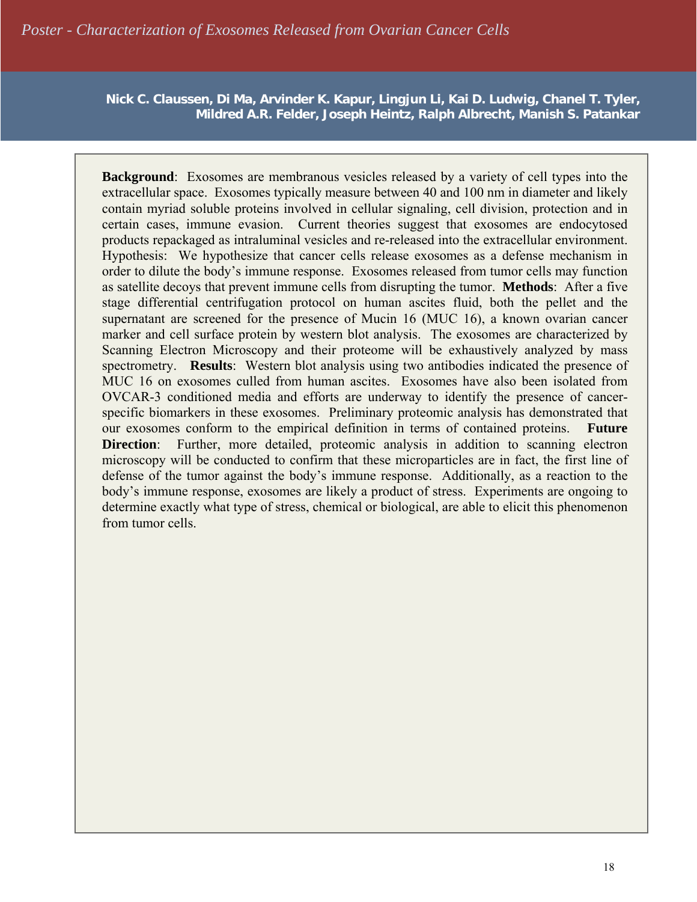# *Poster - Characterization of Exosomes Released from Ovarian Cancer Cells*

**Nick C. Claussen, Di Ma, Arvinder K. Kapur, Lingjun Li, Kai D. Ludwig, Chanel T. Tyler, Mildred A.R. Felder, Joseph Heintz, Ralph Albrecht, Manish S. Patankar**

**Background**: Exosomes are membranous vesicles released by a variety of cell types into the extracellular space. Exosomes typically measure between 40 and 100 nm in diameter and likely contain myriad soluble proteins involved in cellular signaling, cell division, protection and in certain cases, immune evasion. Current theories suggest that exosomes are endocytosed products repackaged as intraluminal vesicles and re-released into the extracellular environment. Hypothesis: We hypothesize that cancer cells release exosomes as a defense mechanism in order to dilute the body's immune response. Exosomes released from tumor cells may function as satellite decoys that prevent immune cells from disrupting the tumor. **Methods**: After a five stage differential centrifugation protocol on human ascites fluid, both the pellet and the supernatant are screened for the presence of Mucin 16 (MUC 16), a known ovarian cancer marker and cell surface protein by western blot analysis. The exosomes are characterized by Scanning Electron Microscopy and their proteome will be exhaustively analyzed by mass spectrometry. **Results**: Western blot analysis using two antibodies indicated the presence of MUC 16 on exosomes culled from human ascites. Exosomes have also been isolated from OVCAR-3 conditioned media and efforts are underway to identify the presence of cancer-specific biomarkers in these exosomes. Preliminary proteomic analysis has demonstrated that our exosomes conform to the empirical definition in terms of contained proteins. **Future Direction**: Further, more detailed, proteomic analysis in addition to scanning electron microscopy will be conducted to confirm that these microparticles are in fact, the first line of defense of the tumor against the body's immune response. Additionally, as a reaction to the body's immune response, exosomes are likely a product of stress. Experiments are ongoing to determine exactly what type of stress, chemical or biological, are able to elicit this phenomenon from tumor cells.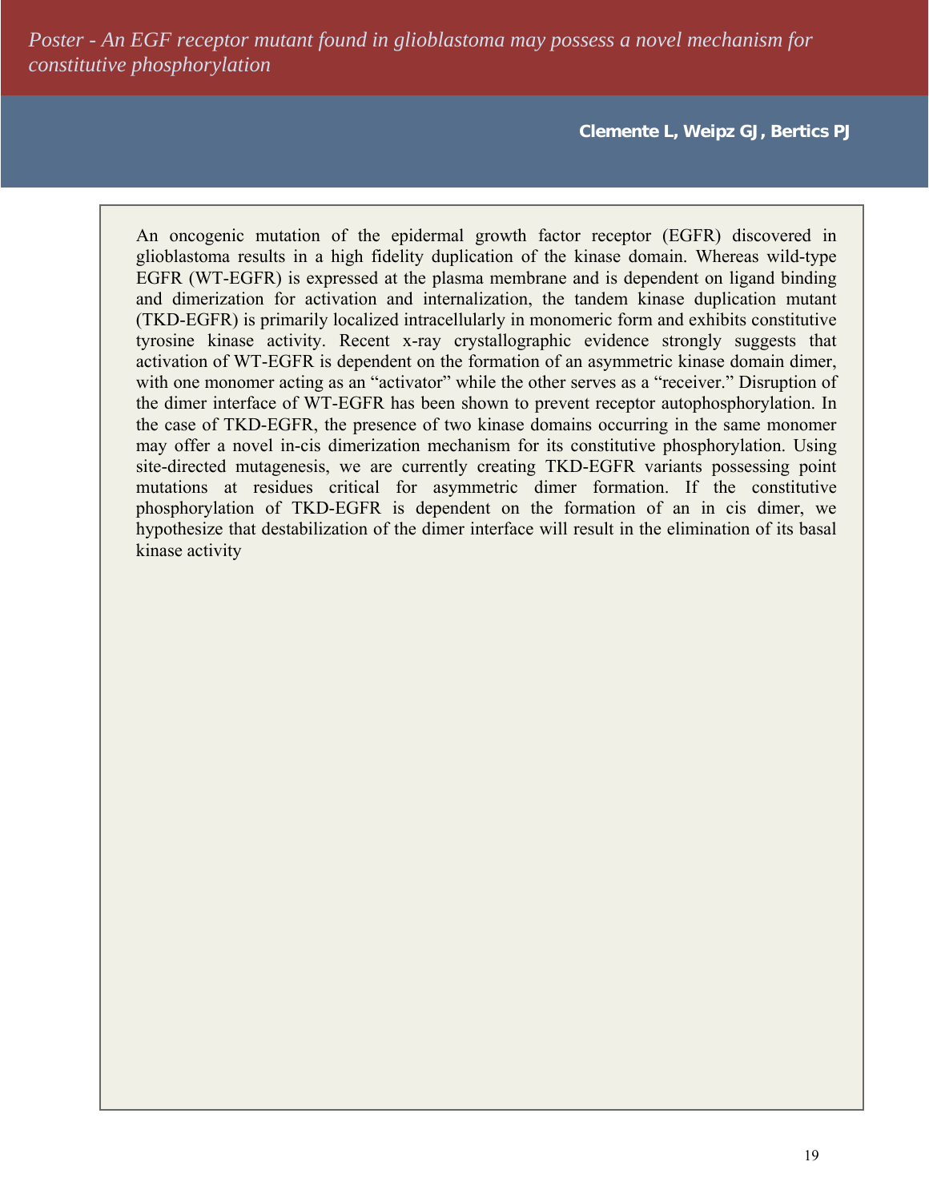# *Poster - An EGF receptor mutant found in glioblastoma may possess a novel mechanism for constitutive phosphorylation*

**Clemente L, Weipz GJ, Bertics PJ**

An oncogenic mutation of the epidermal growth factor receptor (EGFR) discovered in glioblastoma results in a high fidelity duplication of the kinase domain. Whereas wild-type EGFR (WT-EGFR) is expressed at the plasma membrane and is dependent on ligand binding and dimerization for activation and internalization, the tandem kinase duplication mutant (TKD-EGFR) is primarily localized intracellularly in monomeric form and exhibits constitutive tyrosine kinase activity. Recent x-ray crystallographic evidence strongly suggests that activation of WT-EGFR is dependent on the formation of an asymmetric kinase domain dimer, with one monomer acting as an "activator" while the other serves as a "receiver." Disruption of the dimer interface of WT-EGFR has been shown to prevent receptor autophosphorylation. In the case of TKD-EGFR, the presence of two kinase domains occurring in the same monomer may offer a novel in-cis dimerization mechanism for its constitutive phosphorylation. Using site-directed mutagenesis, we are currently creating TKD-EGFR variants possessing point mutations at residues critical for asymmetric dimer formation. If the constitutive phosphorylation of TKD-EGFR is dependent on the formation of an in cis dimer, we hypothesize that destabilization of the dimer interface will result in the elimination of its basal kinase activity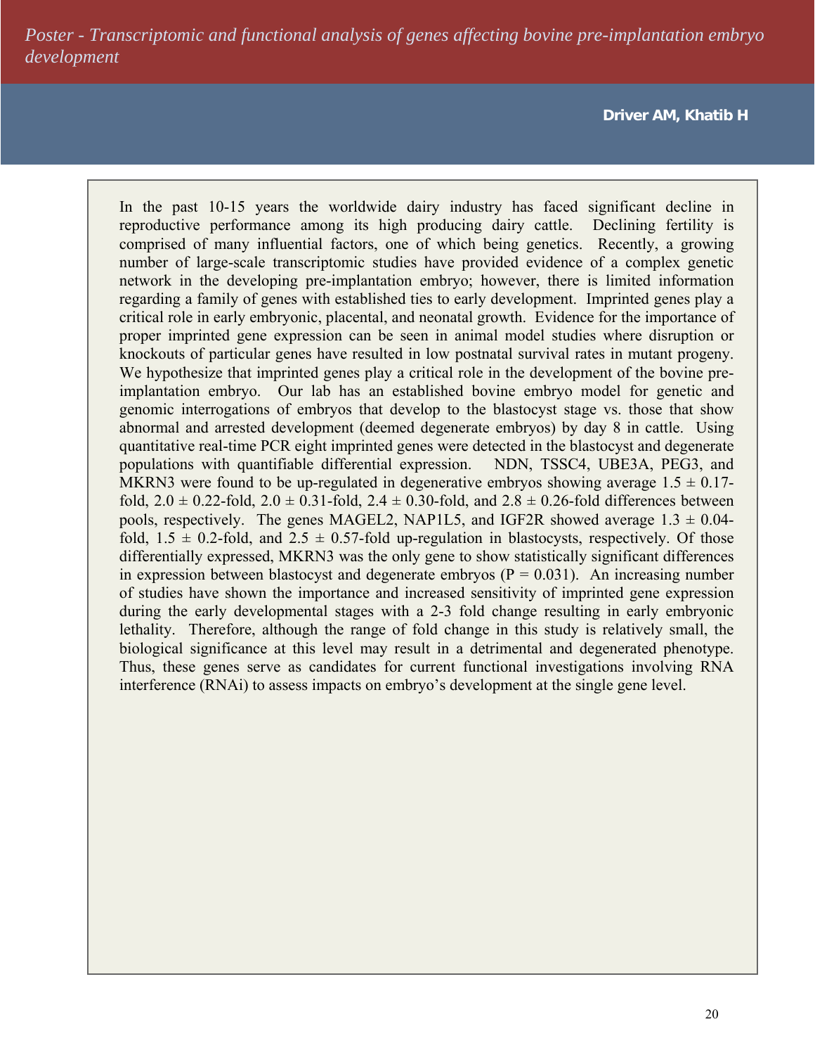# *Poster - Transcriptomic and functional analysis of genes affecting bovine pre-implantation embryo development*

**Driver AM, Khatib H**

In the past 10-15 years the worldwide dairy industry has faced significant decline in reproductive performance among its high producing dairy cattle. Declining fertility is comprised of many influential factors, one of which being genetics. Recently, a growing number of large-scale transcriptomic studies have provided evidence of a complex genetic network in the developing pre-implantation embryo; however, there is limited information regarding a family of genes with established ties to early development. Imprinted genes play a critical role in early embryonic, placental, and neonatal growth. Evidence for the importance of proper imprinted gene expression can be seen in animal model studies where disruption or knockouts of particular genes have resulted in low postnatal survival rates in mutant progeny. We hypothesize that imprinted genes play a critical role in the development of the bovine pre-implantation embryo. Our lab has an established bovine embryo model for genetic and genomic interrogations of embryos that develop to the blastocyst stage vs. those that show abnormal and arrested development (deemed degenerate embryos) by day 8 in cattle. Using quantitative real-time PCR eight imprinted genes were detected in the blastocyst and degenerate populations with quantifiable differential expression. NDN, TSSC4, UBE3A, PEG3, and MKRN3 were found to be up-regulated in degenerative embryos showing average $1.5 \pm 0.17$-fold, $2.0 \pm 0.22$-fold, $2.0 \pm 0.31$-fold, $2.4 \pm 0.30$-fold, and $2.8 \pm 0.26$-fold differences between pools, respectively. The genes MAGEL2, NAP1L5, and IGF2R showed average $1.3 \pm 0.04$-fold, $1.5 \pm 0.2$-fold, and $2.5 \pm 0.57$-fold up-regulation in blastocysts, respectively. Of those differentially expressed, MKRN3 was the only gene to show statistically significant differences in expression between blastocyst and degenerate embryos ($P = 0.031$). An increasing number of studies have shown the importance and increased sensitivity of imprinted gene expression during the early developmental stages with a 2-3 fold change resulting in early embryonic lethality. Therefore, although the range of fold change in this study is relatively small, the biological significance at this level may result in a detrimental and degenerated phenotype. Thus, these genes serve as candidates for current functional investigations involving RNA interference (RNAi) to assess impacts on embryo's development at the single gene level.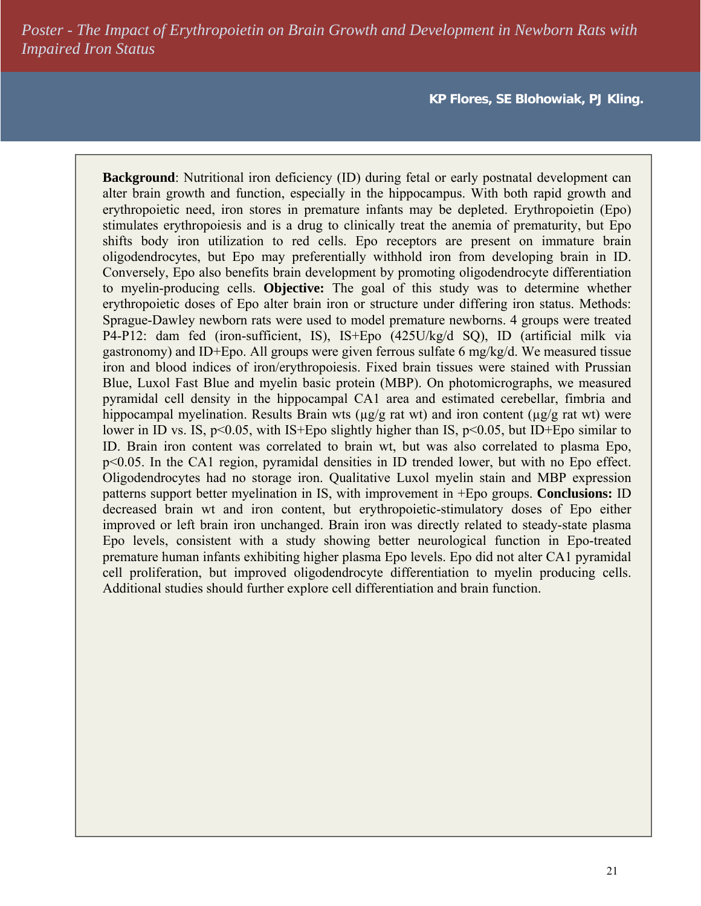# Poster - The Impact of Erythropoietin on Brain Growth and Development in Newborn Rats with Impaired Iron Status

**KP Flores, SE Blohowiak, PJ Kling.**

**Background**: Nutritional iron deficiency (ID) during fetal or early postnatal development can alter brain growth and function, especially in the hippocampus. With both rapid growth and erythropoietic need, iron stores in premature infants may be depleted. Erythropoietin (Epo) stimulates erythropoiesis and is a drug to clinically treat the anemia of prematurity, but Epo shifts body iron utilization to red cells. Epo receptors are present on immature brain oligodendrocytes, but Epo may preferentially withhold iron from developing brain in ID. Conversely, Epo also benefits brain development by promoting oligodendrocyte differentiation to myelin-producing cells. **Objective:** The goal of this study was to determine whether erythropoietic doses of Epo alter brain iron or structure under differing iron status. Methods: Sprague-Dawley newborn rats were used to model premature newborns. 4 groups were treated P4-P12: dam fed (iron-sufficient, IS), IS+Epo (425U/kg/d SQ), ID (artificial milk via gastronomy) and ID+Epo. All groups were given ferrous sulfate 6 mg/kg/d. We measured tissue iron and blood indices of iron/erythropoiesis. Fixed brain tissues were stained with Prussian Blue, Luxol Fast Blue and myelin basic protein (MBP). On photomicrographs, we measured pyramidal cell density in the hippocampal CA1 area and estimated cerebellar, fimbria and hippocampal myelination. Results Brain wts (µg/g rat wt) and iron content (µg/g rat wt) were lower in ID vs. IS, $p<0.05$, with IS+Epo slightly higher than IS, $p<0.05$, but ID+Epo similar to ID. Brain iron content was correlated to brain wt, but was also correlated to plasma Epo, $p<0.05$. In the CA1 region, pyramidal densities in ID trended lower, but with no Epo effect. Oligodendrocytes had no storage iron. Qualitative Luxol myelin stain and MBP expression patterns support better myelination in IS, with improvement in +Epo groups. **Conclusions:** ID decreased brain wt and iron content, but erythropoietic-stimulatory doses of Epo either improved or left brain iron unchanged. Brain iron was directly related to steady-state plasma Epo levels, consistent with a study showing better neurological function in Epo-treated premature human infants exhibiting higher plasma Epo levels. Epo did not alter CA1 pyramidal cell proliferation, but improved oligodendrocyte differentiation to myelin producing cells. Additional studies should further explore cell differentiation and brain function.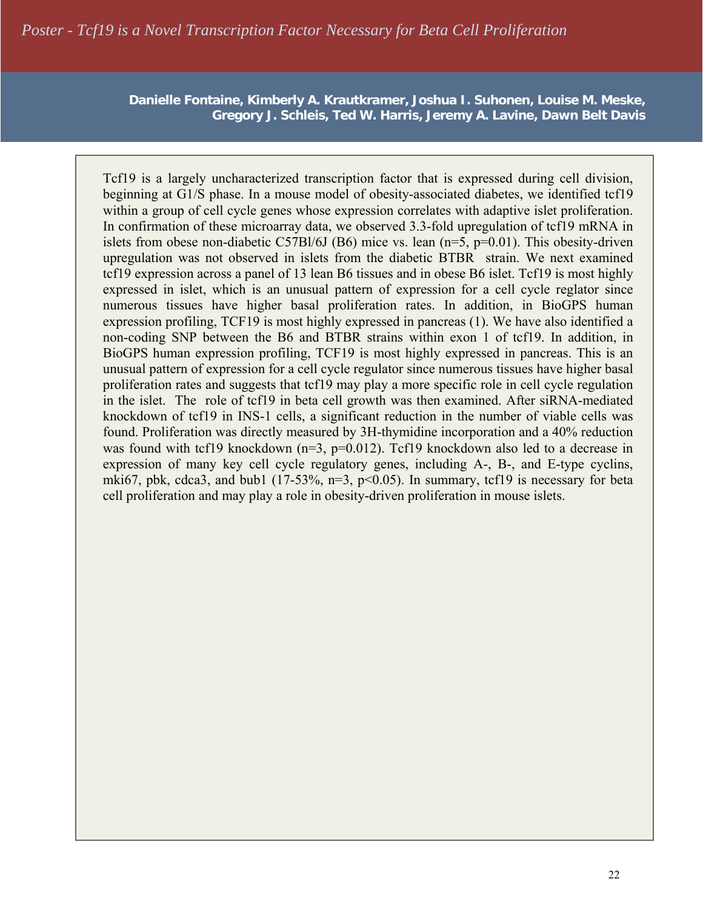# *Poster - Tcf19 is a Novel Transcription Factor Necessary for Beta Cell Proliferation*

**Danielle Fontaine, Kimberly A. Krautkramer, Joshua I. Suhonen, Louise M. Meske, Gregory J. Schleis, Ted W. Harris, Jeremy A. Lavine, Dawn Belt Davis**

Tcf19 is a largely uncharacterized transcription factor that is expressed during cell division, beginning at G1/S phase. In a mouse model of obesity-associated diabetes, we identified tcf19 within a group of cell cycle genes whose expression correlates with adaptive islet proliferation. In confirmation of these microarray data, we observed 3.3-fold upregulation of tcf19 mRNA in islets from obese non-diabetic C57Bl/6J (B6) mice vs. lean (n=5, p=0.01). This obesity-driven upregulation was not observed in islets from the diabetic BTBR strain. We next examined tcf19 expression across a panel of 13 lean B6 tissues and in obese B6 islet. Tcf19 is most highly expressed in islet, which is an unusual pattern of expression for a cell cycle reglator since numerous tissues have higher basal proliferation rates. In addition, in BioGPS human expression profiling, TCF19 is most highly expressed in pancreas (1). We have also identified a non-coding SNP between the B6 and BTBR strains within exon 1 of tcf19. In addition, in BioGPS human expression profiling, TCF19 is most highly expressed in pancreas. This is an unusual pattern of expression for a cell cycle regulator since numerous tissues have higher basal proliferation rates and suggests that tcf19 may play a more specific role in cell cycle regulation in the islet. The role of tcf19 in beta cell growth was then examined. After siRNA-mediated knockdown of tcf19 in INS-1 cells, a significant reduction in the number of viable cells was found. Proliferation was directly measured by 3H-thymidine incorporation and a 40% reduction was found with tcf19 knockdown (n=3, p=0.012). Tcf19 knockdown also led to a decrease in expression of many key cell cycle regulatory genes, including A-, B-, and E-type cyclins, mki67, pbk, cdca3, and bub1 (17-53%, n=3, $p<0.05$). In summary, tcf19 is necessary for beta cell proliferation and may play a role in obesity-driven proliferation in mouse islets.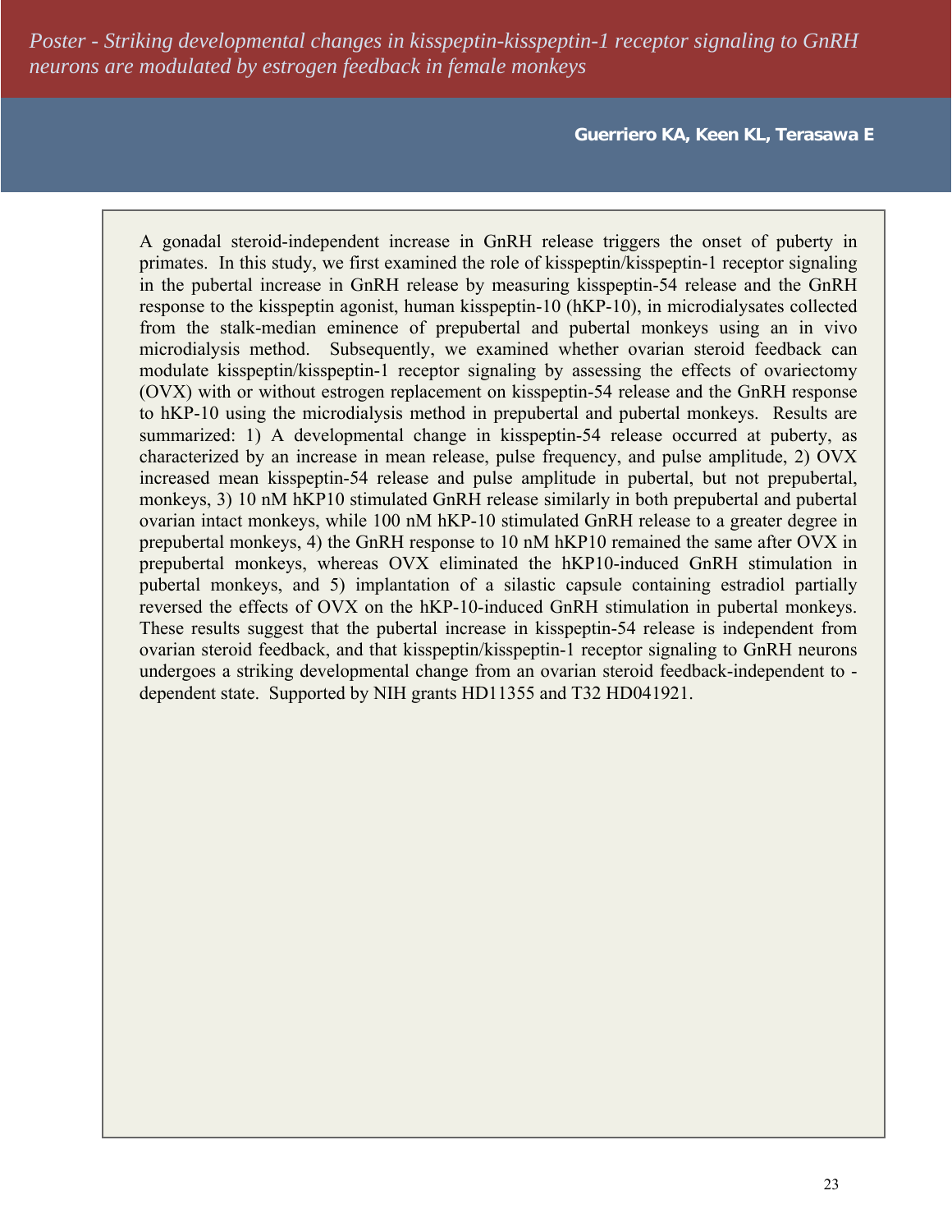# *Poster - Striking developmental changes in kisspeptin-kisspeptin-1 receptor signaling to GnRH neurons are modulated by estrogen feedback in female monkeys*

**Guerriero KA, Keen KL, Terasawa E**

A gonadal steroid-independent increase in GnRH release triggers the onset of puberty in primates. In this study, we first examined the role of kisspeptin/kisspeptin-1 receptor signaling in the pubertal increase in GnRH release by measuring kisspeptin-54 release and the GnRH response to the kisspeptin agonist, human kisspeptin-10 (hKP-10), in microdialysates collected from the stalk-median eminence of prepubertal and pubertal monkeys using an in vivo microdialysis method. Subsequently, we examined whether ovarian steroid feedback can modulate kisspeptin/kisspeptin-1 receptor signaling by assessing the effects of ovariectomy (OVX) with or without estrogen replacement on kisspeptin-54 release and the GnRH response to hKP-10 using the microdialysis method in prepubertal and pubertal monkeys. Results are summarized: 1) A developmental change in kisspeptin-54 release occurred at puberty, as characterized by an increase in mean release, pulse frequency, and pulse amplitude, 2) OVX increased mean kisspeptin-54 release and pulse amplitude in pubertal, but not prepubertal, monkeys, 3) 10 nM hKP10 stimulated GnRH release similarly in both prepubertal and pubertal ovarian intact monkeys, while 100 nM hKP-10 stimulated GnRH release to a greater degree in prepubertal monkeys, 4) the GnRH response to 10 nM hKP10 remained the same after OVX in prepubertal monkeys, whereas OVX eliminated the hKP10-induced GnRH stimulation in pubertal monkeys, and 5) implantation of a silastic capsule containing estradiol partially reversed the effects of OVX on the hKP-10-induced GnRH stimulation in pubertal monkeys. These results suggest that the pubertal increase in kisspeptin-54 release is independent from ovarian steroid feedback, and that kisspeptin/kisspeptin-1 receptor signaling to GnRH neurons undergoes a striking developmental change from an ovarian steroid feedback-independent to -dependent state. Supported by NIH grants HD11355 and T32 HD041921.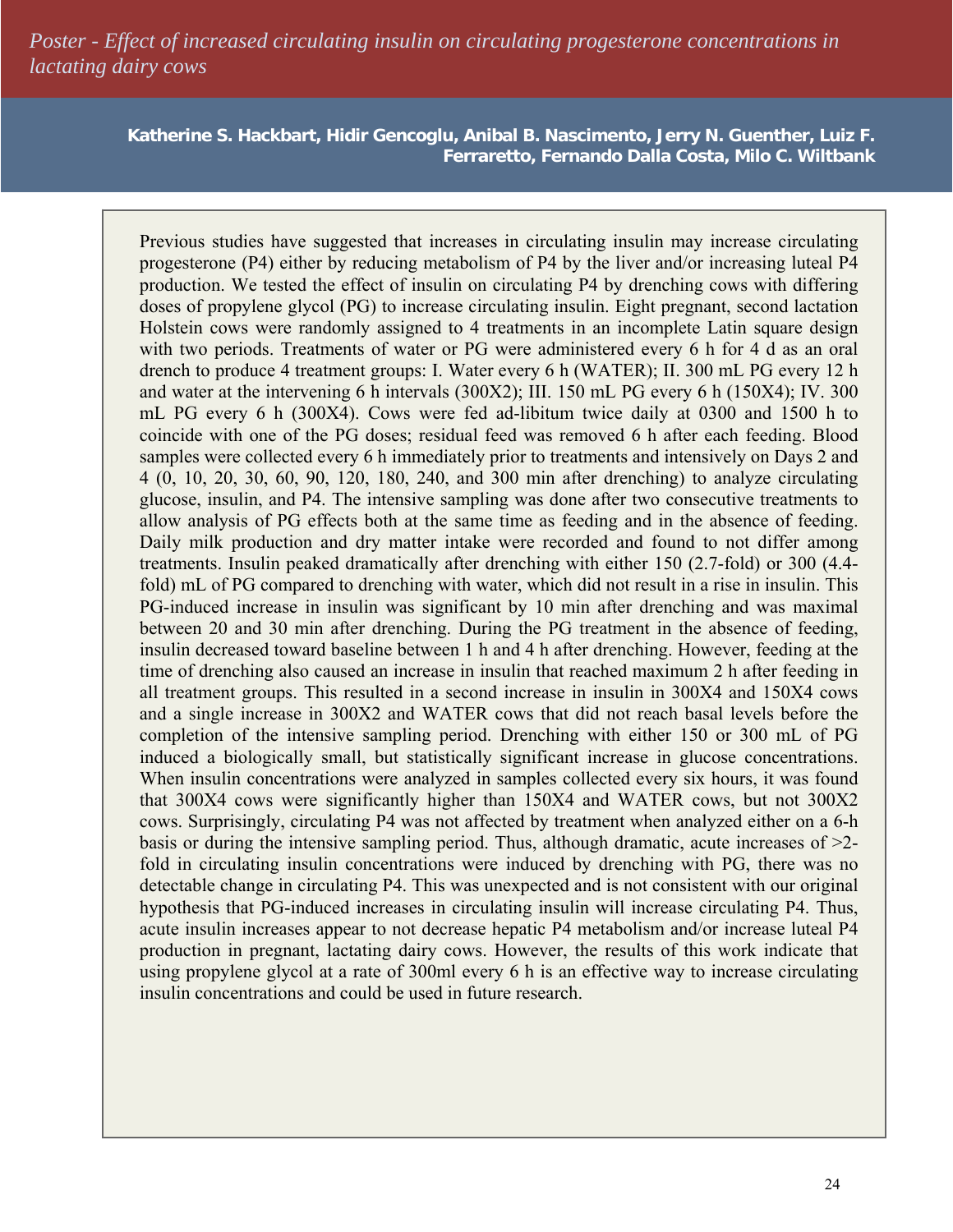# Poster - Effect of increased circulating insulin on circulating progesterone concentrations in lactating dairy cows

**Katherine S. Hackbart, Hidir Gencoglu, Anibal B. Nascimento, Jerry N. Guenther, Luiz F. Ferraretto, Fernando Dalla Costa, Milo C. Wiltbank**

Previous studies have suggested that increases in circulating insulin may increase circulating progesterone (P4) either by reducing metabolism of P4 by the liver and/or increasing luteal P4 production. We tested the effect of insulin on circulating P4 by drenching cows with differing doses of propylene glycol (PG) to increase circulating insulin. Eight pregnant, second lactation Holstein cows were randomly assigned to 4 treatments in an incomplete Latin square design with two periods. Treatments of water or PG were administered every 6 h for 4 d as an oral drench to produce 4 treatment groups: I. Water every 6 h (WATER); II. 300 mL PG every 12 h and water at the intervening 6 h intervals (300X2); III. 150 mL PG every 6 h (150X4); IV. 300 mL PG every 6 h (300X4). Cows were fed ad-libitum twice daily at 0300 and 1500 h to coincide with one of the PG doses; residual feed was removed 6 h after each feeding. Blood samples were collected every 6 h immediately prior to treatments and intensively on Days 2 and 4 (0, 10, 20, 30, 60, 90, 120, 180, 240, and 300 min after drenching) to analyze circulating glucose, insulin, and P4. The intensive sampling was done after two consecutive treatments to allow analysis of PG effects both at the same time as feeding and in the absence of feeding. Daily milk production and dry matter intake were recorded and found to not differ among treatments. Insulin peaked dramatically after drenching with either 150 (2.7-fold) or 300 (4.4-fold) mL of PG compared to drenching with water, which did not result in a rise in insulin. This PG-induced increase in insulin was significant by 10 min after drenching and was maximal between 20 and 30 min after drenching. During the PG treatment in the absence of feeding, insulin decreased toward baseline between 1 h and 4 h after drenching. However, feeding at the time of drenching also caused an increase in insulin that reached maximum 2 h after feeding in all treatment groups. This resulted in a second increase in insulin in 300X4 and 150X4 cows and a single increase in 300X2 and WATER cows that did not reach basal levels before the completion of the intensive sampling period. Drenching with either 150 or 300 mL of PG induced a biologically small, but statistically significant increase in glucose concentrations. When insulin concentrations were analyzed in samples collected every six hours, it was found that 300X4 cows were significantly higher than 150X4 and WATER cows, but not 300X2 cows. Surprisingly, circulating P4 was not affected by treatment when analyzed either on a 6-h basis or during the intensive sampling period. Thus, although dramatic, acute increases of >2-fold in circulating insulin concentrations were induced by drenching with PG, there was no detectable change in circulating P4. This was unexpected and is not consistent with our original hypothesis that PG-induced increases in circulating insulin will increase circulating P4. Thus, acute insulin increases appear to not decrease hepatic P4 metabolism and/or increase luteal P4 production in pregnant, lactating dairy cows. However, the results of this work indicate that using propylene glycol at a rate of 300ml every 6 h is an effective way to increase circulating insulin concentrations and could be used in future research.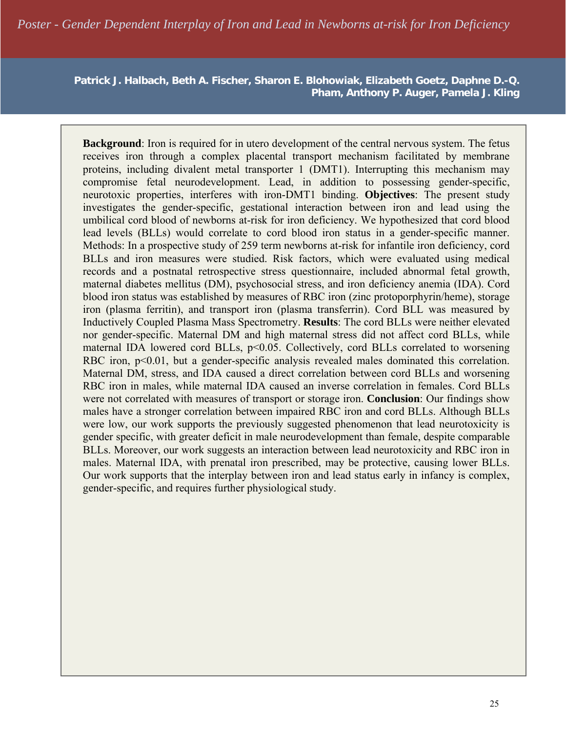# Poster - Gender Dependent Interplay of Iron and Lead in Newborns at-risk for Iron Deficiency

**Patrick J. Halbach, Beth A. Fischer, Sharon E. Blohowiak, Elizabeth Goetz, Daphne D.-Q. Pham, Anthony P. Auger, Pamela J. Kling**

**Background**: Iron is required for in utero development of the central nervous system. The fetus receives iron through a complex placental transport mechanism facilitated by membrane proteins, including divalent metal transporter 1 (DMT1). Interrupting this mechanism may compromise fetal neurodevelopment. Lead, in addition to possessing gender-specific, neurotoxic properties, interferes with iron-DMT1 binding. **Objectives**: The present study investigates the gender-specific, gestational interaction between iron and lead using the umbilical cord blood of newborns at-risk for iron deficiency. We hypothesized that cord blood lead levels (BLLs) would correlate to cord blood iron status in a gender-specific manner. Methods: In a prospective study of 259 term newborns at-risk for infantile iron deficiency, cord BLLs and iron measures were studied. Risk factors, which were evaluated using medical records and a postnatal retrospective stress questionnaire, included abnormal fetal growth, maternal diabetes mellitus (DM), psychosocial stress, and iron deficiency anemia (IDA). Cord blood iron status was established by measures of RBC iron (zinc protoporphyrin/heme), storage iron (plasma ferritin), and transport iron (plasma transferrin). Cord BLL was measured by Inductively Coupled Plasma Mass Spectrometry. **Results**: The cord BLLs were neither elevated nor gender-specific. Maternal DM and high maternal stress did not affect cord BLLs, while maternal IDA lowered cord BLLs, $p<0.05$. Collectively, cord BLLs correlated to worsening RBC iron, $p<0.01$, but a gender-specific analysis revealed males dominated this correlation. Maternal DM, stress, and IDA caused a direct correlation between cord BLLs and worsening RBC iron in males, while maternal IDA caused an inverse correlation in females. Cord BLLs were not correlated with measures of transport or storage iron. **Conclusion**: Our findings show males have a stronger correlation between impaired RBC iron and cord BLLs. Although BLLs were low, our work supports the previously suggested phenomenon that lead neurotoxicity is gender specific, with greater deficit in male neurodevelopment than female, despite comparable BLLs. Moreover, our work suggests an interaction between lead neurotoxicity and RBC iron in males. Maternal IDA, with prenatal iron prescribed, may be protective, causing lower BLLs. Our work supports that the interplay between iron and lead status early in infancy is complex, gender-specific, and requires further physiological study.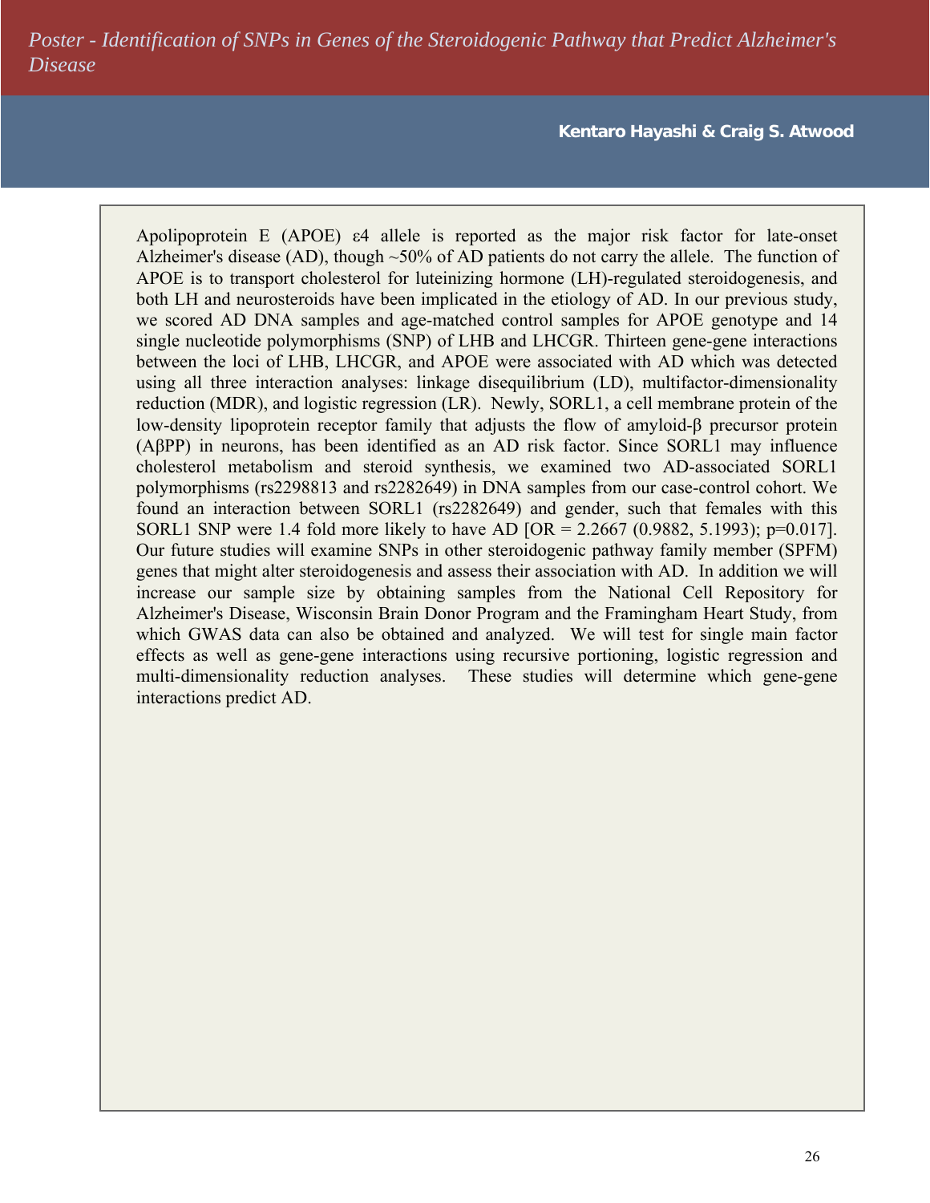# *Poster - Identification of SNPs in Genes of the Steroidogenic Pathway that Predict Alzheimer's Disease*

**Kentaro Hayashi & Craig S. Atwood**

Apolipoprotein E (APOE) ε4 allele is reported as the major risk factor for late-onset Alzheimer's disease (AD), though ~50% of AD patients do not carry the allele. The function of APOE is to transport cholesterol for luteinizing hormone (LH)-regulated steroidogenesis, and both LH and neurosteroids have been implicated in the etiology of AD. In our previous study, we scored AD DNA samples and age-matched control samples for APOE genotype and 14 single nucleotide polymorphisms (SNP) of LHB and LHCGR. Thirteen gene-gene interactions between the loci of LHB, LHCGR, and APOE were associated with AD which was detected using all three interaction analyses: linkage disequilibrium (LD), multifactor-dimensionality reduction (MDR), and logistic regression (LR). Newly, SORL1, a cell membrane protein of the low-density lipoprotein receptor family that adjusts the flow of amyloid-β precursor protein (AβPP) in neurons, has been identified as an AD risk factor. Since SORL1 may influence cholesterol metabolism and steroid synthesis, we examined two AD-associated SORL1 polymorphisms (rs2298813 and rs2282649) in DNA samples from our case-control cohort. We found an interaction between SORL1 (rs2282649) and gender, such that females with this SORL1 SNP were 1.4 fold more likely to have AD [OR = 2.2667 (0.9882, 5.1993); p=0.017]. Our future studies will examine SNPs in other steroidogenic pathway family member (SPFM) genes that might alter steroidogenesis and assess their association with AD. In addition we will increase our sample size by obtaining samples from the National Cell Repository for Alzheimer's Disease, Wisconsin Brain Donor Program and the Framingham Heart Study, from which GWAS data can also be obtained and analyzed. We will test for single main factor effects as well as gene-gene interactions using recursive portioning, logistic regression and multi-dimensionality reduction analyses. These studies will determine which gene-gene interactions predict AD.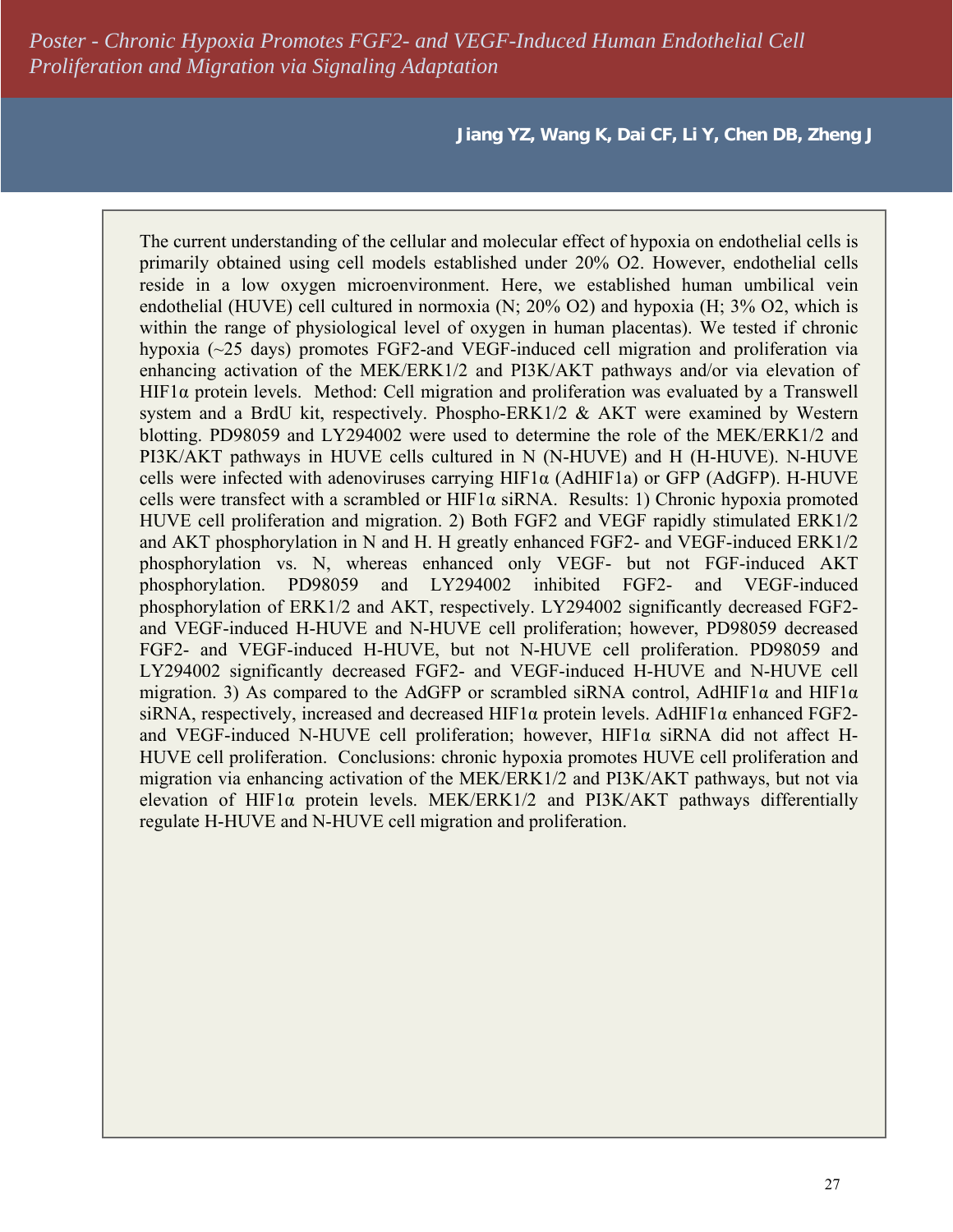# *Poster - Chronic Hypoxia Promotes FGF2- and VEGF-Induced Human Endothelial Cell Proliferation and Migration via Signaling Adaptation*

**Jiang YZ, Wang K, Dai CF, Li Y, Chen DB, Zheng J**

The current understanding of the cellular and molecular effect of hypoxia on endothelial cells is primarily obtained using cell models established under 20% $O_2$. However, endothelial cells reside in a low oxygen microenvironment. Here, we established human umbilical vein endothelial (HUVE) cell cultured in normoxia (N; 20% $O_2$) and hypoxia (H; 3% $O_2$, which is within the range of physiological level of oxygen in human placentas). We tested if chronic hypoxia (~25 days) promotes FGF2-and VEGF-induced cell migration and proliferation via enhancing activation of the MEK/ERK1/2 and PI3K/AKT pathways and/or via elevation of HIF1α protein levels. Method: Cell migration and proliferation was evaluated by a Transwell system and a BrdU kit, respectively. Phospho-ERK1/2 & AKT were examined by Western blotting. PD98059 and LY294002 were used to determine the role of the MEK/ERK1/2 and PI3K/AKT pathways in HUVE cells cultured in N (N-HUVE) and H (H-HUVE). N-HUVE cells were infected with adenoviruses carrying HIF1α (AdHIF1a) or GFP (AdGFP). H-HUVE cells were transfect with a scrambled or HIF1α siRNA. Results: 1) Chronic hypoxia promoted HUVE cell proliferation and migration. 2) Both FGF2 and VEGF rapidly stimulated ERK1/2 and AKT phosphorylation in N and H. H greatly enhanced FGF2- and VEGF-induced ERK1/2 phosphorylation vs. N, whereas enhanced only VEGF- but not FGF-induced AKT phosphorylation. PD98059 and LY294002 inhibited FGF2- and VEGF-induced phosphorylation of ERK1/2 and AKT, respectively. LY294002 significantly decreased FGF2- and VEGF-induced H-HUVE and N-HUVE cell proliferation; however, PD98059 decreased FGF2- and VEGF-induced H-HUVE, but not N-HUVE cell proliferation. PD98059 and LY294002 significantly decreased FGF2- and VEGF-induced H-HUVE and N-HUVE cell migration. 3) As compared to the AdGFP or scrambled siRNA control, AdHIF1α and HIF1α siRNA, respectively, increased and decreased HIF1α protein levels. AdHIF1α enhanced FGF2- and VEGF-induced N-HUVE cell proliferation; however, HIF1α siRNA did not affect H-HUVE cell proliferation. Conclusions: chronic hypoxia promotes HUVE cell proliferation and migration via enhancing activation of the MEK/ERK1/2 and PI3K/AKT pathways, but not via elevation of HIF1α protein levels. MEK/ERK1/2 and PI3K/AKT pathways differentially regulate H-HUVE and N-HUVE cell migration and proliferation.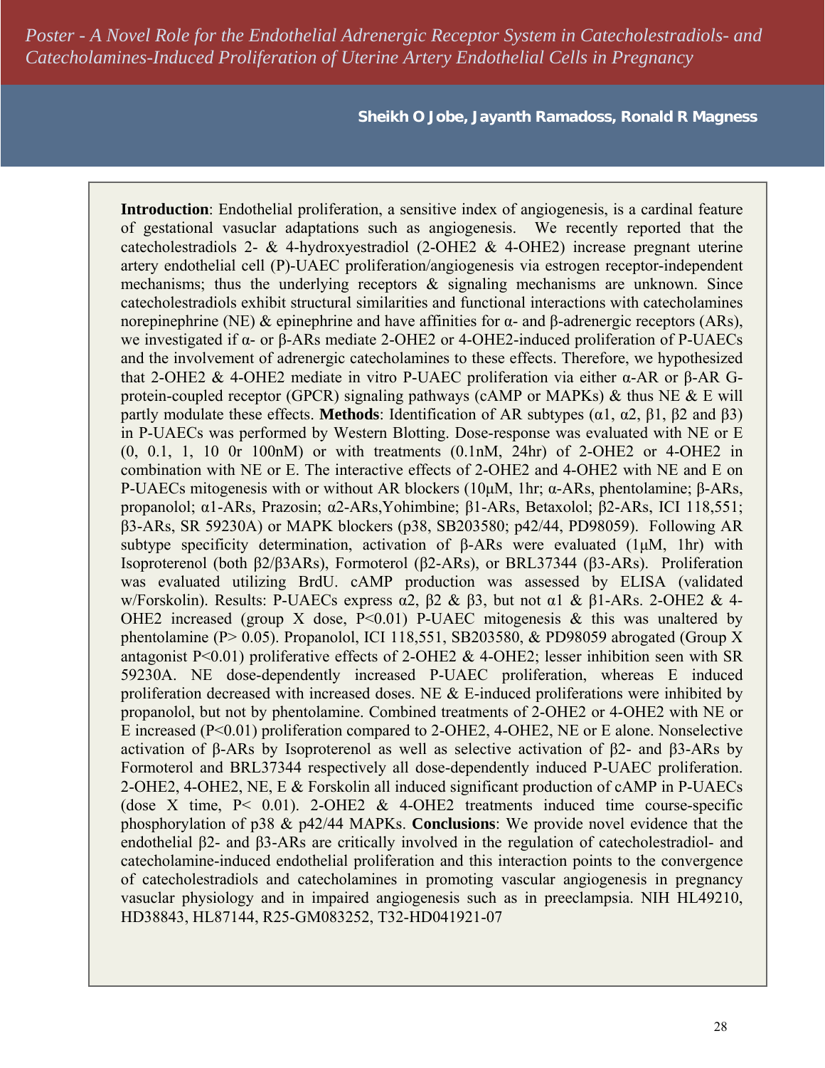# Poster - A Novel Role for the Endothelial Adrenergic Receptor System in Catecholestradiols- and Catecholamines-Induced Proliferation of Uterine Artery Endothelial Cells in Pregnancy

**Sheikh O Jobe, Jayanth Ramadoss, Ronald R Magness**

**Introduction**: Endothelial proliferation, a sensitive index of angiogenesis, is a cardinal feature of gestational vascular adaptations such as angiogenesis. We recently reported that the catecholestradiols 2- & 4-hydroxyestradiol (2-OHE2 & 4-OHE2) increase pregnant uterine artery endothelial cell (P)-UAEC proliferation/angiogenesis via estrogen receptor-independent mechanisms; thus the underlying receptors & signaling mechanisms are unknown. Since catecholestradiols exhibit structural similarities and functional interactions with catecholamines norepinephrine (NE) & epinephrine and have affinities for α- and β-adrenergic receptors (ARs), we investigated if α- or β-ARs mediate 2-OHE2 or 4-OHE2-induced proliferation of P-UAECs and the involvement of adrenergic catecholamines to these effects. Therefore, we hypothesized that 2-OHE2 & 4-OHE2 mediate in vitro P-UAEC proliferation via either α-AR or β-AR G-protein-coupled receptor (GPCR) signaling pathways (cAMP or MAPKs) & thus NE & E will partly modulate these effects. **Methods**: Identification of AR subtypes (α1, α2, β1, β2 and β3) in P-UAECs was performed by Western Blotting. Dose-response was evaluated with NE or E (0, 0.1, 1, 10 0r 100nM) or with treatments (0.1nM, 24hr) of 2-OHE2 or 4-OHE2 in combination with NE or E. The interactive effects of 2-OHE2 and 4-OHE2 with NE and E on P-UAECs mitogenesis with or without AR blockers (10μM, 1hr; α-ARs, phentolamine; β-ARs, propanolol; α1-ARs, Prazosin; α2-ARs,Yohimbine; β1-ARs, Betaxolol; β2-ARs, ICI 118,551; β3-ARs, SR 59230A) or MAPK blockers (p38, SB203580; p42/44, PD98059). Following AR subtype specificity determination, activation of β-ARs were evaluated (1μM, 1hr) with Isoproterenol (both β2/β3ARs), Formoterol (β2-ARs), or BRL37344 (β3-ARs). Proliferation was evaluated utilizing BrdU. cAMP production was assessed by ELISA (validated w/Forskolin). Results: P-UAECs express α2, β2 & β3, but not α1 & β1-ARs. 2-OHE2 & 4-OHE2 increased (group X dose, P<0.01) P-UAEC mitogenesis & this was unaltered by phentolamine (P> 0.05). Propanolol, ICI 118,551, SB203580, & PD98059 abrogated (Group X antagonist P<0.01) proliferative effects of 2-OHE2 & 4-OHE2; lesser inhibition seen with SR 59230A. NE dose-dependently increased P-UAEC proliferation, whereas E induced proliferation decreased with increased doses. NE & E-induced proliferations were inhibited by propanolol, but not by phentolamine. Combined treatments of 2-OHE2 or 4-OHE2 with NE or E increased (P<0.01) proliferation compared to 2-OHE2, 4-OHE2, NE or E alone. Nonselective activation of β-ARs by Isoproterenol as well as selective activation of β2- and β3-ARs by Formoterol and BRL37344 respectively all dose-dependently induced P-UAEC proliferation. 2-OHE2, 4-OHE2, NE, E & Forskolin all induced significant production of cAMP in P-UAECs (dose X time, P< 0.01). 2-OHE2 & 4-OHE2 treatments induced time course-specific phosphorylation of p38 & p42/44 MAPKs. **Conclusions**: We provide novel evidence that the endothelial β2- and β3-ARs are critically involved in the regulation of catecholestradiol- and catecholamine-induced endothelial proliferation and this interaction points to the convergence of catecholestradiols and catecholamines in promoting vascular angiogenesis in pregnancy vasuclar physiology and in impaired angiogenesis such as in preeclampsia. NIH HL49210, HD38843, HL87144, R25-GM083252, T32-HD041921-07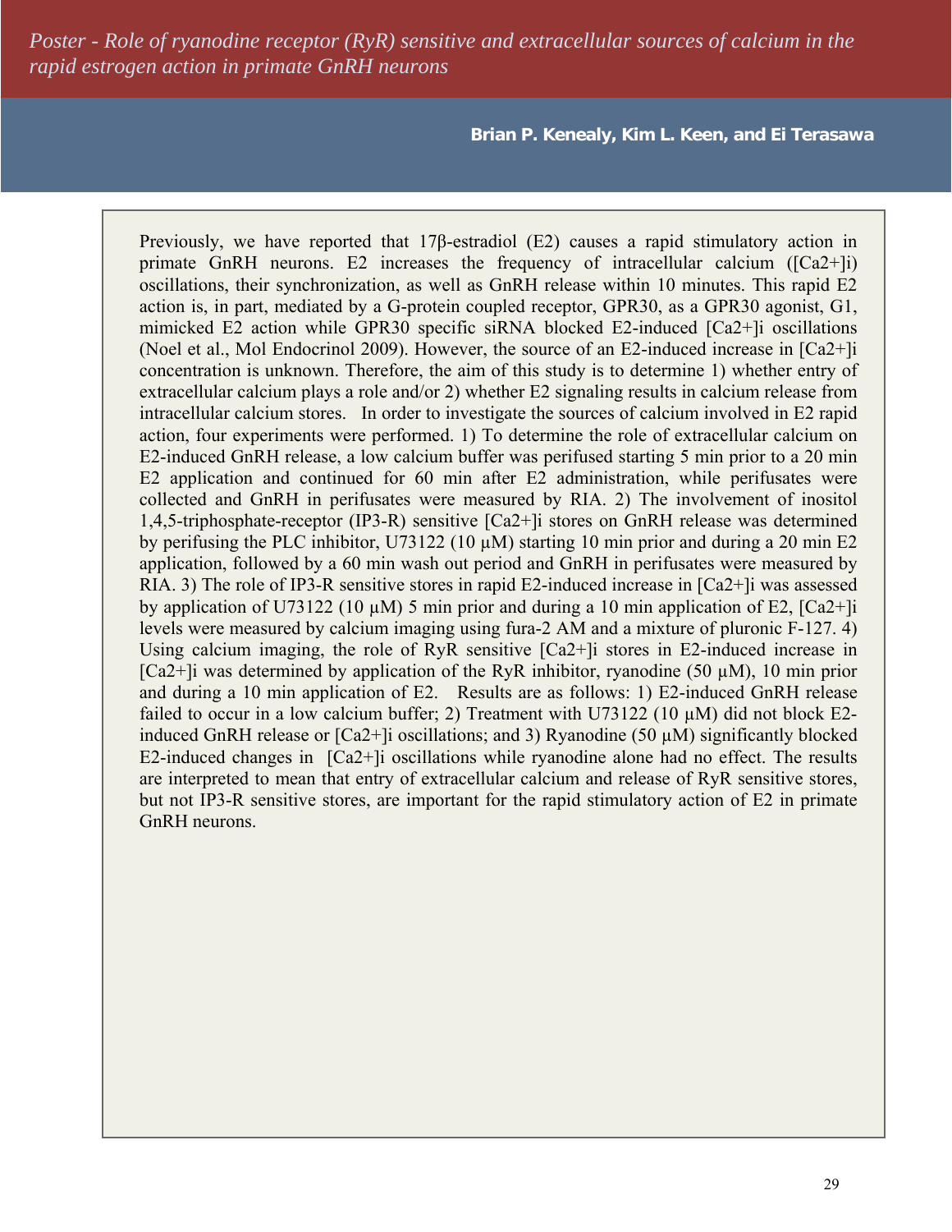# Poster - Role of ryanodine receptor (RyR) sensitive and extracellular sources of calcium in the rapid estrogen action in primate GnRH neurons

**Brian P. Kenealy, Kim L. Keen, and Ei Terasawa**

Previously, we have reported that 17β-estradiol (E2) causes a rapid stimulatory action in primate GnRH neurons. E2 increases the frequency of intracellular calcium ($[Ca^{2+}]_i$) oscillations, their synchronization, as well as GnRH release within 10 minutes. This rapid E2 action is, in part, mediated by a G-protein coupled receptor, GPR30, as a GPR30 agonist, G1, mimicked E2 action while GPR30 specific siRNA blocked E2-induced $[Ca^{2+}]_i$ oscillations (Noel et al., Mol Endocrinol 2009). However, the source of an E2-induced increase in $[Ca^{2+}]_i$ concentration is unknown. Therefore, the aim of this study is to determine 1) whether entry of extracellular calcium plays a role and/or 2) whether E2 signaling results in calcium release from intracellular calcium stores. In order to investigate the sources of calcium involved in E2 rapid action, four experiments were performed. 1) To determine the role of extracellular calcium on E2-induced GnRH release, a low calcium buffer was perifused starting 5 min prior to a 20 min E2 application and continued for 60 min after E2 administration, while perifusates were collected and GnRH in perifusates were measured by RIA. 2) The involvement of inositol 1,4,5-triphosphate-receptor (IP3-R) sensitive $[Ca^{2+}]_i$ stores on GnRH release was determined by perifusing the PLC inhibitor, U73122 (10 µM) starting 10 min prior and during a 20 min E2 application, followed by a 60 min wash out period and GnRH in perifusates were measured by RIA. 3) The role of IP3-R sensitive stores in rapid E2-induced increase in $[Ca^{2+}]_i$ was assessed by application of U73122 (10 µM) 5 min prior and during a 10 min application of E2, $[Ca^{2+}]_i$ levels were measured by calcium imaging using fura-2 AM and a mixture of pluronic F-127. 4) Using calcium imaging, the role of RyR sensitive $[Ca^{2+}]_i$ stores in E2-induced increase in $[Ca^{2+}]_i$ was determined by application of the RyR inhibitor, ryanodine (50 µM), 10 min prior and during a 10 min application of E2. Results are as follows: 1) E2-induced GnRH release failed to occur in a low calcium buffer; 2) Treatment with U73122 (10 µM) did not block E2-induced GnRH release or $[Ca^{2+}]_i$ oscillations; and 3) Ryanodine (50 µM) significantly blocked E2-induced changes in $[Ca^{2+}]_i$ oscillations while ryanodine alone had no effect. The results are interpreted to mean that entry of extracellular calcium and release of RyR sensitive stores, but not IP3-R sensitive stores, are important for the rapid stimulatory action of E2 in primate GnRH neurons.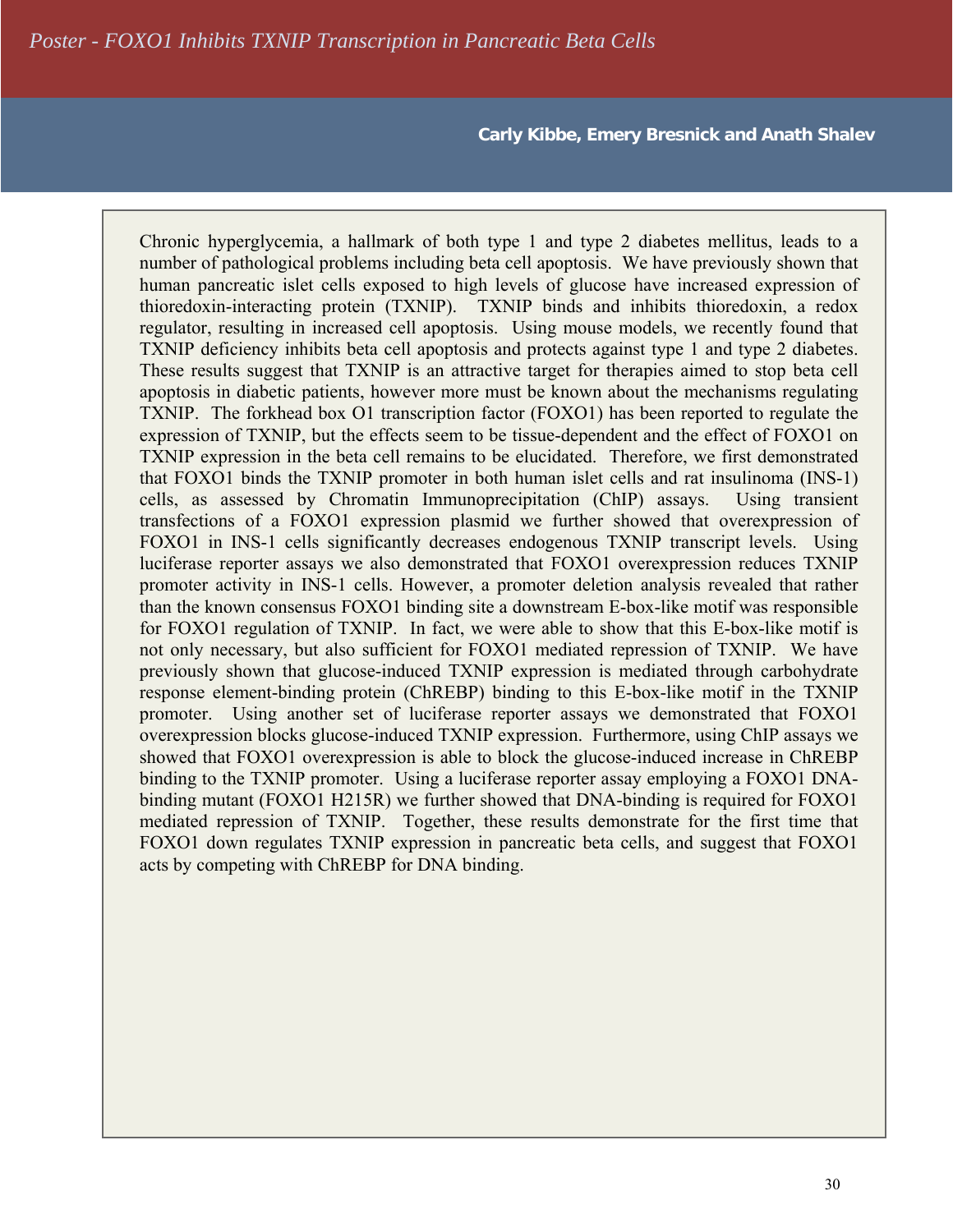# Poster - FOXO1 Inhibits TXNIP Transcription in Pancreatic Beta Cells

**Carly Kibbe, Emery Bresnick and Anath Shalev**

Chronic hyperglycemia, a hallmark of both type 1 and type 2 diabetes mellitus, leads to a number of pathological problems including beta cell apoptosis. We have previously shown that human pancreatic islet cells exposed to high levels of glucose have increased expression of thioredoxin-interacting protein (TXNIP). TXNIP binds and inhibits thioredoxin, a redox regulator, resulting in increased cell apoptosis. Using mouse models, we recently found that TXNIP deficiency inhibits beta cell apoptosis and protects against type 1 and type 2 diabetes. These results suggest that TXNIP is an attractive target for therapies aimed to stop beta cell apoptosis in diabetic patients, however more must be known about the mechanisms regulating TXNIP. The forkhead box O1 transcription factor (FOXO1) has been reported to regulate the expression of TXNIP, but the effects seem to be tissue-dependent and the effect of FOXO1 on TXNIP expression in the beta cell remains to be elucidated. Therefore, we first demonstrated that FOXO1 binds the TXNIP promoter in both human islet cells and rat insulinoma (INS-1) cells, as assessed by Chromatin Immunoprecipitation (ChIP) assays. Using transient transfections of a FOXO1 expression plasmid we further showed that overexpression of FOXO1 in INS-1 cells significantly decreases endogenous TXNIP transcript levels. Using luciferase reporter assays we also demonstrated that FOXO1 overexpression reduces TXNIP promoter activity in INS-1 cells. However, a promoter deletion analysis revealed that rather than the known consensus FOXO1 binding site a downstream E-box-like motif was responsible for FOXO1 regulation of TXNIP. In fact, we were able to show that this E-box-like motif is not only necessary, but also sufficient for FOXO1 mediated repression of TXNIP. We have previously shown that glucose-induced TXNIP expression is mediated through carbohydrate response element-binding protein (ChREBP) binding to this E-box-like motif in the TXNIP promoter. Using another set of luciferase reporter assays we demonstrated that FOXO1 overexpression blocks glucose-induced TXNIP expression. Furthermore, using ChIP assays we showed that FOXO1 overexpression is able to block the glucose-induced increase in ChREBP binding to the TXNIP promoter. Using a luciferase reporter assay employing a FOXO1 DNA-binding mutant (FOXO1 H215R) we further showed that DNA-binding is required for FOXO1 mediated repression of TXNIP. Together, these results demonstrate for the first time that FOXO1 down regulates TXNIP expression in pancreatic beta cells, and suggest that FOXO1 acts by competing with ChREBP for DNA binding.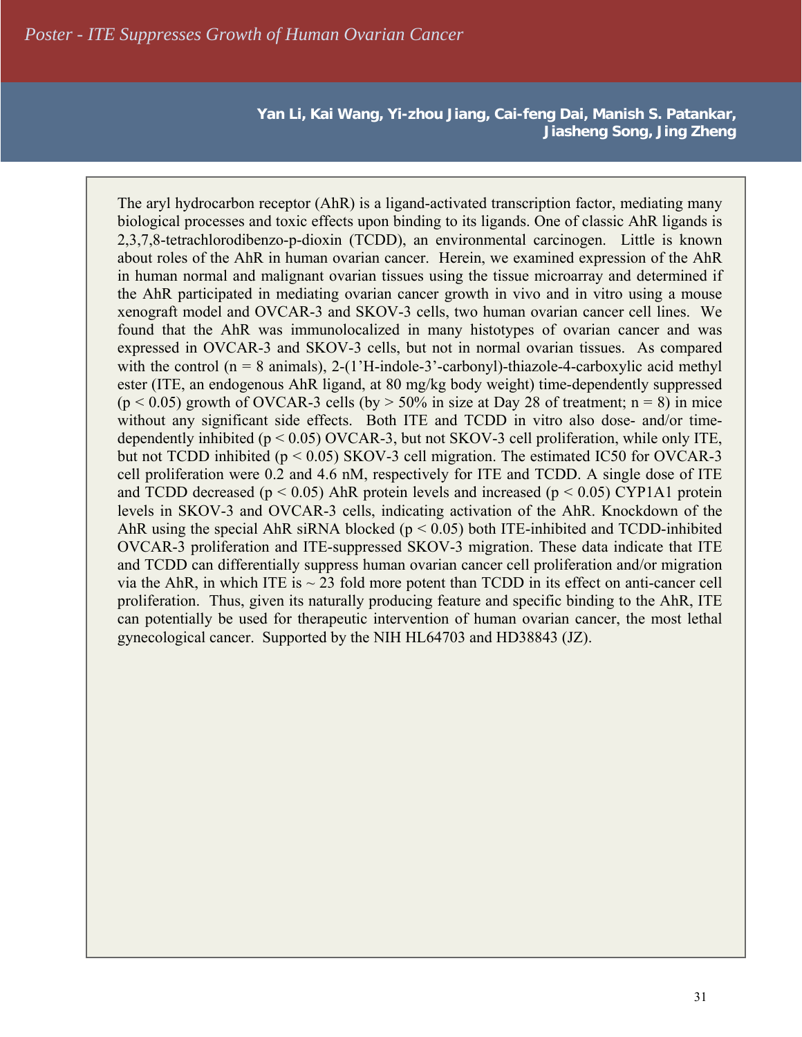# Poster - ITE Suppresses Growth of Human Ovarian Cancer

**Yan Li, Kai Wang, Yi-zhou Jiang, Cai-feng Dai, Manish S. Patankar, Jiasheng Song, Jing Zheng**

The aryl hydrocarbon receptor (AhR) is a ligand-activated transcription factor, mediating many biological processes and toxic effects upon binding to its ligands. One of classic AhR ligands is 2,3,7,8-tetrachlorodibenzo-p-dioxin (TCDD), an environmental carcinogen. Little is known about roles of the AhR in human ovarian cancer. Herein, we examined expression of the AhR in human normal and malignant ovarian tissues using the tissue microarray and determined if the AhR participated in mediating ovarian cancer growth in vivo and in vitro using a mouse xenograft model and OVCAR-3 and SKOV-3 cells, two human ovarian cancer cell lines. We found that the AhR was immunolocalized in many histotypes of ovarian cancer and was expressed in OVCAR-3 and SKOV-3 cells, but not in normal ovarian tissues. As compared with the control ($n = 8$ animals), 2-(1'H-indole-3'-carbonyl)-thiazole-4-carboxylic acid methyl ester (ITE, an endogenous AhR ligand, at 80 mg/kg body weight) time-dependently suppressed ($p < 0.05$) growth of OVCAR-3 cells (by > 50% in size at Day 28 of treatment; $n = 8$) in mice without any significant side effects. Both ITE and TCDD in vitro also dose- and/or time-dependently inhibited ($p < 0.05$) OVCAR-3, but not SKOV-3 cell proliferation, while only ITE, but not TCDD inhibited ($p < 0.05$) SKOV-3 cell migration. The estimated IC50 for OVCAR-3 cell proliferation were 0.2 and 4.6 nM, respectively for ITE and TCDD. A single dose of ITE and TCDD decreased ($p < 0.05$) AhR protein levels and increased ($p < 0.05$) CYP1A1 protein levels in SKOV-3 and OVCAR-3 cells, indicating activation of the AhR. Knockdown of the AhR using the special AhR siRNA blocked ($p < 0.05$) both ITE-inhibited and TCDD-inhibited OVCAR-3 proliferation and ITE-suppressed SKOV-3 migration. These data indicate that ITE and TCDD can differentially suppress human ovarian cancer cell proliferation and/or migration via the AhR, in which ITE is ~ 23 fold more potent than TCDD in its effect on anti-cancer cell proliferation. Thus, given its naturally producing feature and specific binding to the AhR, ITE can potentially be used for therapeutic intervention of human ovarian cancer, the most lethal gynecological cancer. Supported by the NIH HL64703 and HD38843 (JZ).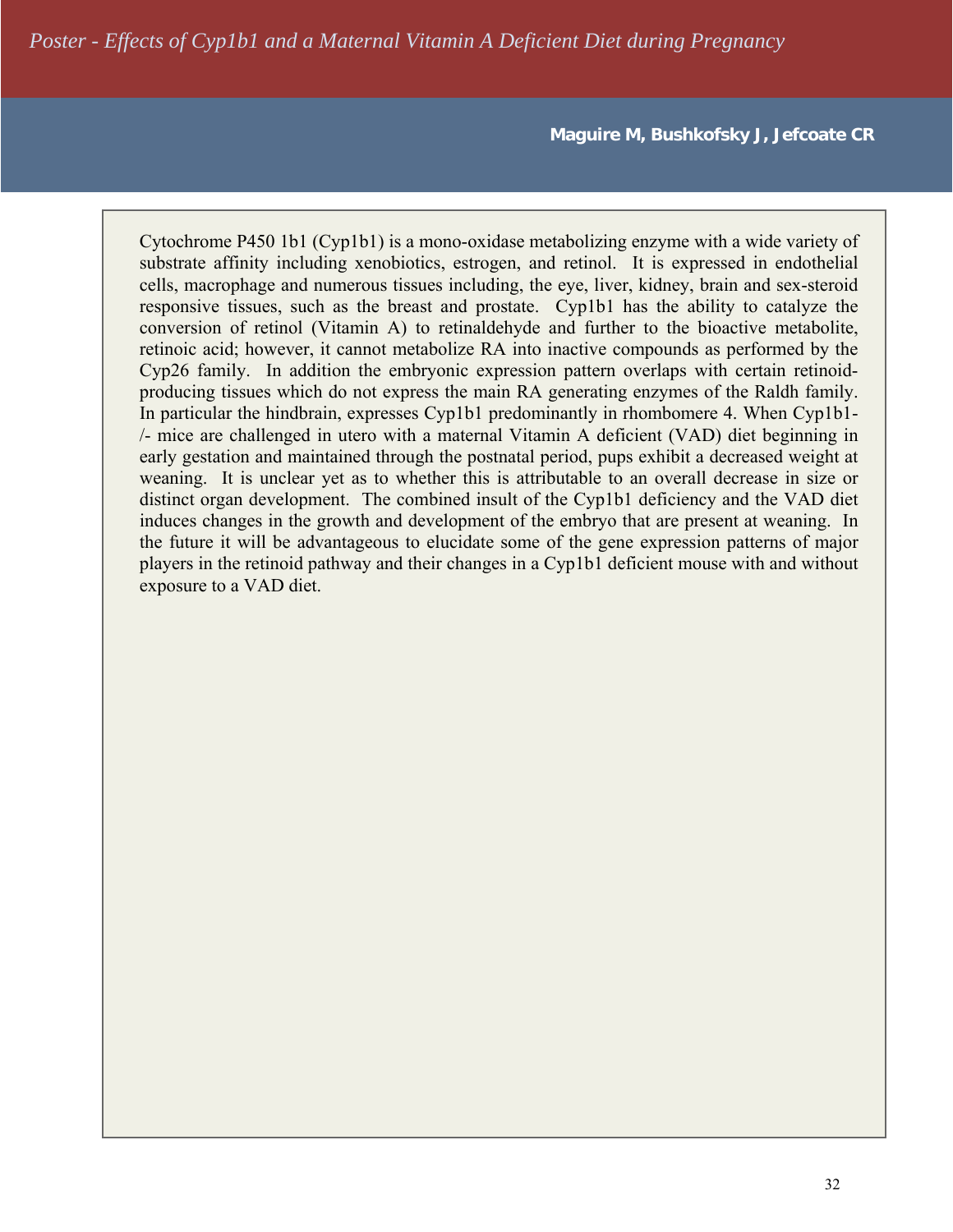# *Poster - Effects of Cyp1b1 and a Maternal Vitamin A Deficient Diet during Pregnancy*

**Maguire M, Bushkofsky J, Jefcoate CR**

Cytochrome P450 1b1 (Cyp1b1) is a mono-oxidase metabolizing enzyme with a wide variety of substrate affinity including xenobiotics, estrogen, and retinol. It is expressed in endothelial cells, macrophage and numerous tissues including, the eye, liver, kidney, brain and sex-steroid responsive tissues, such as the breast and prostate. Cyp1b1 has the ability to catalyze the conversion of retinol (Vitamin A) to retinaldehyde and further to the bioactive metabolite, retinoic acid; however, it cannot metabolize RA into inactive compounds as performed by the Cyp26 family. In addition the embryonic expression pattern overlaps with certain retinoid-producing tissues which do not express the main RA generating enzymes of the Raldh family. In particular the hindbrain, expresses Cyp1b1 predominantly in rhombomere 4. When Cyp1b1-/- mice are challenged in utero with a maternal Vitamin A deficient (VAD) diet beginning in early gestation and maintained through the postnatal period, pups exhibit a decreased weight at weaning. It is unclear yet as to whether this is attributable to an overall decrease in size or distinct organ development. The combined insult of the Cyp1b1 deficiency and the VAD diet induces changes in the growth and development of the embryo that are present at weaning. In the future it will be advantageous to elucidate some of the gene expression patterns of major players in the retinoid pathway and their changes in a Cyp1b1 deficient mouse with and without exposure to a VAD diet.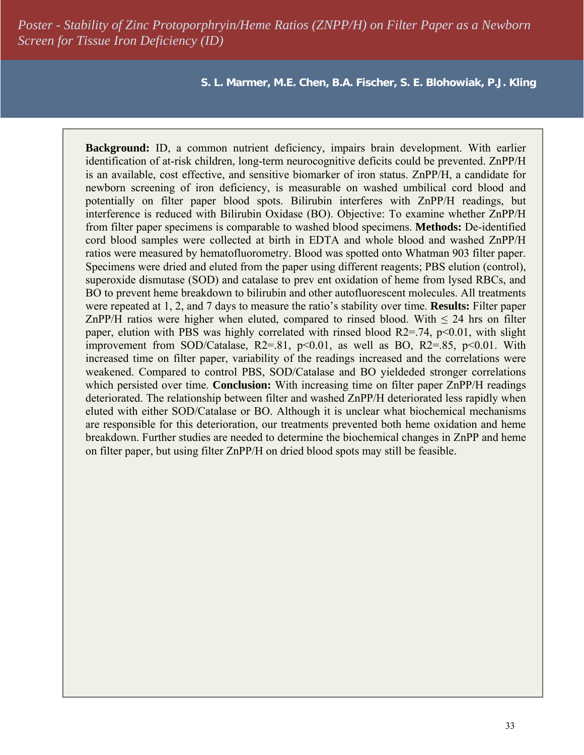# Poster - Stability of Zinc Protoporphryin/Heme Ratios (ZNPP/H) on Filter Paper as a Newborn Screen for Tissue Iron Deficiency (ID)

**S. L. Marmer, M.E. Chen, B.A. Fischer, S. E. Blohowiak, P.J. Kling**

**Background:** ID, a common nutrient deficiency, impairs brain development. With earlier identification of at-risk children, long-term neurocognitive deficits could be prevented. ZnPP/H is an available, cost effective, and sensitive biomarker of iron status. ZnPP/H, a candidate for newborn screening of iron deficiency, is measurable on washed umbilical cord blood and potentially on filter paper blood spots. Bilirubin interferes with ZnPP/H readings, but interference is reduced with Bilirubin Oxidase (BO). Objective: To examine whether ZnPP/H from filter paper specimens is comparable to washed blood specimens. **Methods:** De-identified cord blood samples were collected at birth in EDTA and whole blood and washed ZnPP/H ratios were measured by hematofluorometry. Blood was spotted onto Whatman 903 filter paper. Specimens were dried and eluted from the paper using different reagents; PBS elution (control), superoxide dismutase (SOD) and catalase to prev ent oxidation of heme from lysed RBCs, and BO to prevent heme breakdown to bilirubin and other autofluorescent molecules. All treatments were repeated at 1, 2, and 7 days to measure the ratio's stability over time. **Results:** Filter paper ZnPP/H ratios were higher when eluted, compared to rinsed blood. With ≤ 24 hrs on filter paper, elution with PBS was highly correlated with rinsed blood $R2=.74$, $p<0.01$, with slight improvement from SOD/Catalase, $R2=.81$, $p<0.01$, as well as BO, $R2=.85$, $p<0.01$. With increased time on filter paper, variability of the readings increased and the correlations were weakened. Compared to control PBS, SOD/Catalase and BO yieldeded stronger correlations which persisted over time. **Conclusion:** With increasing time on filter paper ZnPP/H readings deteriorated. The relationship between filter and washed ZnPP/H deteriorated less rapidly when eluted with either SOD/Catalase or BO. Although it is unclear what biochemical mechanisms are responsible for this deterioration, our treatments prevented both heme oxidation and heme breakdown. Further studies are needed to determine the biochemical changes in ZnPP and heme on filter paper, but using filter ZnPP/H on dried blood spots may still be feasible.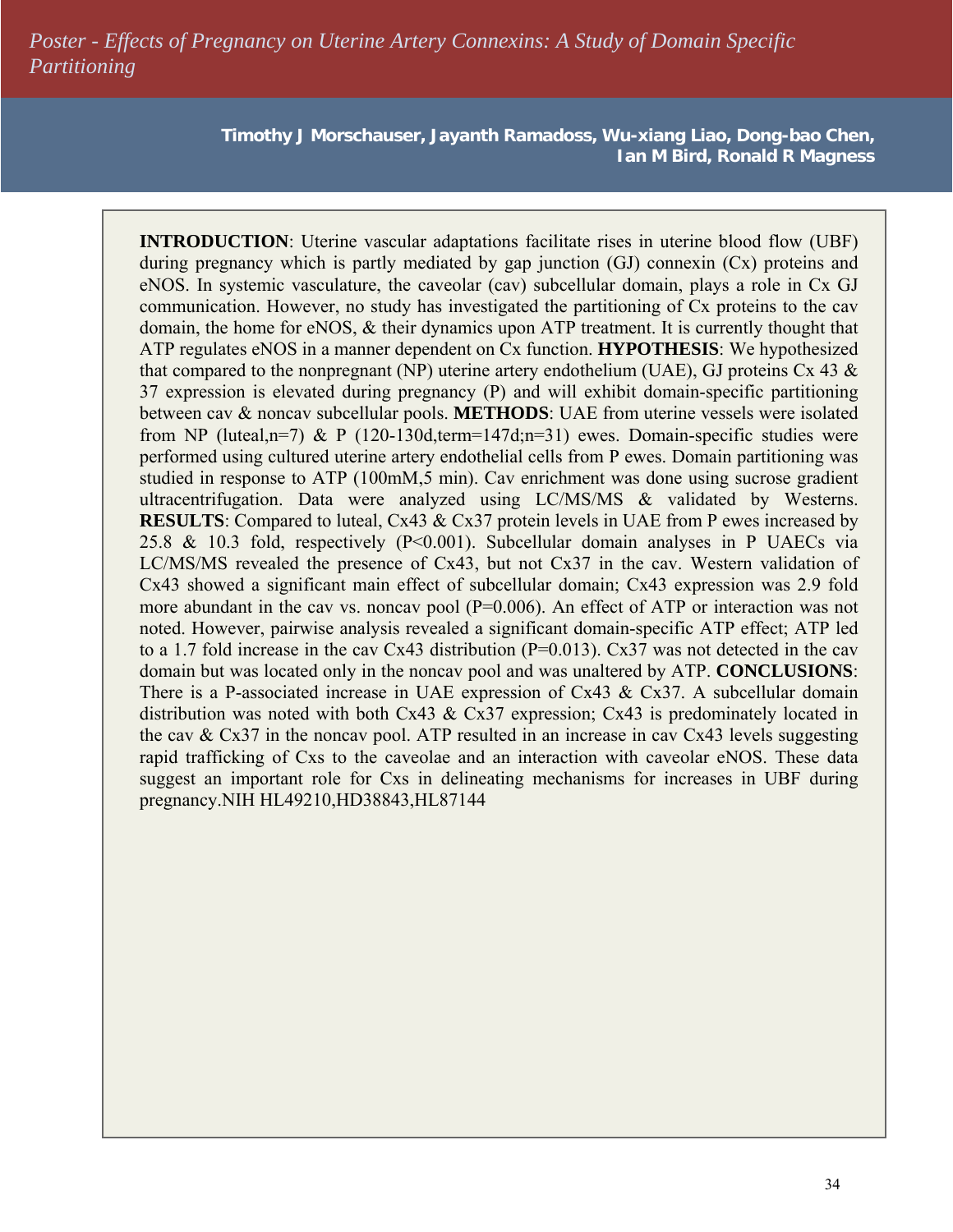# *Poster - Effects of Pregnancy on Uterine Artery Connexins: A Study of Domain Specific Partitioning*

**Timothy J Morschauser, Jayanth Ramadoss, Wu-xiang Liao, Dong-bao Chen, Ian M Bird, Ronald R Magness**

**INTRODUCTION**: Uterine vascular adaptations facilitate rises in uterine blood flow (UBF) during pregnancy which is partly mediated by gap junction (GJ) connexin (Cx) proteins and eNOS. In systemic vasculature, the caveolar (cav) subcellular domain, plays a role in Cx GJ communication. However, no study has investigated the partitioning of Cx proteins to the cav domain, the home for eNOS, & their dynamics upon ATP treatment. It is currently thought that ATP regulates eNOS in a manner dependent on Cx function. **HYPOTHESIS**: We hypothesized that compared to the nonpregnant (NP) uterine artery endothelium (UAE), GJ proteins Cx 43 & 37 expression is elevated during pregnancy (P) and will exhibit domain-specific partitioning between cav & noncav subcellular pools. **METHODS**: UAE from uterine vessels were isolated from NP (luteal,n=7) & P (120-130d,term=147d;n=31) ewes. Domain-specific studies were performed using cultured uterine artery endothelial cells from P ewes. Domain partitioning was studied in response to ATP (100mM,5 min). Cav enrichment was done using sucrose gradient ultracentrifugation. Data were analyzed using LC/MS/MS & validated by Westerns. **RESULTS**: Compared to luteal, Cx43 & Cx37 protein levels in UAE from P ewes increased by 25.8 & 10.3 fold, respectively ($P<0.001$). Subcellular domain analyses in P UAECs via LC/MS/MS revealed the presence of Cx43, but not Cx37 in the cav. Western validation of Cx43 showed a significant main effect of subcellular domain; Cx43 expression was 2.9 fold more abundant in the cav vs. noncav pool ($P=0.006$). An effect of ATP or interaction was not noted. However, pairwise analysis revealed a significant domain-specific ATP effect; ATP led to a 1.7 fold increase in the cav Cx43 distribution ($P=0.013$). Cx37 was not detected in the cav domain but was located only in the noncav pool and was unaltered by ATP. **CONCLUSIONS**: There is a P-associated increase in UAE expression of Cx43 & Cx37. A subcellular domain distribution was noted with both Cx43 & Cx37 expression; Cx43 is predominately located in the cav & Cx37 in the noncav pool. ATP resulted in an increase in cav Cx43 levels suggesting rapid trafficking of Cxs to the caveolae and an interaction with caveolar eNOS. These data suggest an important role for Cxs in delineating mechanisms for increases in UBF during pregnancy.NIH HL49210,HD38843,HL87144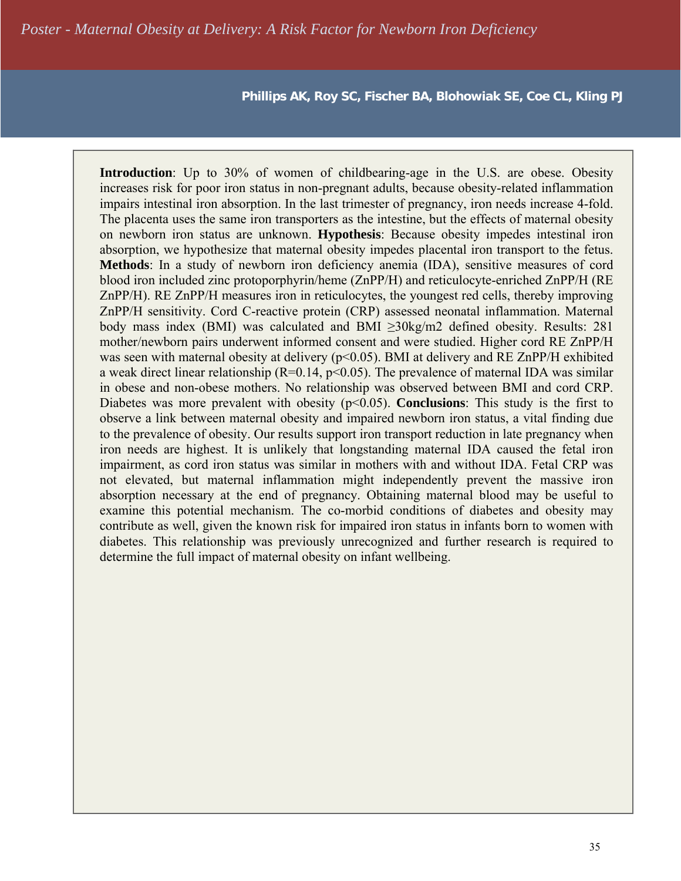# Poster - Maternal Obesity at Delivery: A Risk Factor for Newborn Iron Deficiency

**Phillips AK, Roy SC, Fischer BA, Blohowiak SE, Coe CL, Kling PJ**

**Introduction**: Up to 30% of women of childbearing-age in the U.S. are obese. Obesity increases risk for poor iron status in non-pregnant adults, because obesity-related inflammation impairs intestinal iron absorption. In the last trimester of pregnancy, iron needs increase 4-fold. The placenta uses the same iron transporters as the intestine, but the effects of maternal obesity on newborn iron status are unknown. **Hypothesis**: Because obesity impedes intestinal iron absorption, we hypothesize that maternal obesity impedes placental iron transport to the fetus. **Methods**: In a study of newborn iron deficiency anemia (IDA), sensitive measures of cord blood iron included zinc protoporphyrin/heme (ZnPP/H) and reticulocyte-enriched ZnPP/H (RE ZnPP/H). RE ZnPP/H measures iron in reticulocytes, the youngest red cells, thereby improving ZnPP/H sensitivity. Cord C-reactive protein (CRP) assessed neonatal inflammation. Maternal body mass index (BMI) was calculated and BMI $\geq$30kg/m2 defined obesity. Results: 281 mother/newborn pairs underwent informed consent and were studied. Higher cord RE ZnPP/H was seen with maternal obesity at delivery ($p<0.05$). BMI at delivery and RE ZnPP/H exhibited a weak direct linear relationship ($R=0.14$, $p<0.05$). The prevalence of maternal IDA was similar in obese and non-obese mothers. No relationship was observed between BMI and cord CRP. Diabetes was more prevalent with obesity ($p<0.05$). **Conclusions**: This study is the first to observe a link between maternal obesity and impaired newborn iron status, a vital finding due to the prevalence of obesity. Our results support iron transport reduction in late pregnancy when iron needs are highest. It is unlikely that longstanding maternal IDA caused the fetal iron impairment, as cord iron status was similar in mothers with and without IDA. Fetal CRP was not elevated, but maternal inflammation might independently prevent the massive iron absorption necessary at the end of pregnancy. Obtaining maternal blood may be useful to examine this potential mechanism. The co-morbid conditions of diabetes and obesity may contribute as well, given the known risk for impaired iron status in infants born to women with diabetes. This relationship was previously unrecognized and further research is required to determine the full impact of maternal obesity on infant wellbeing.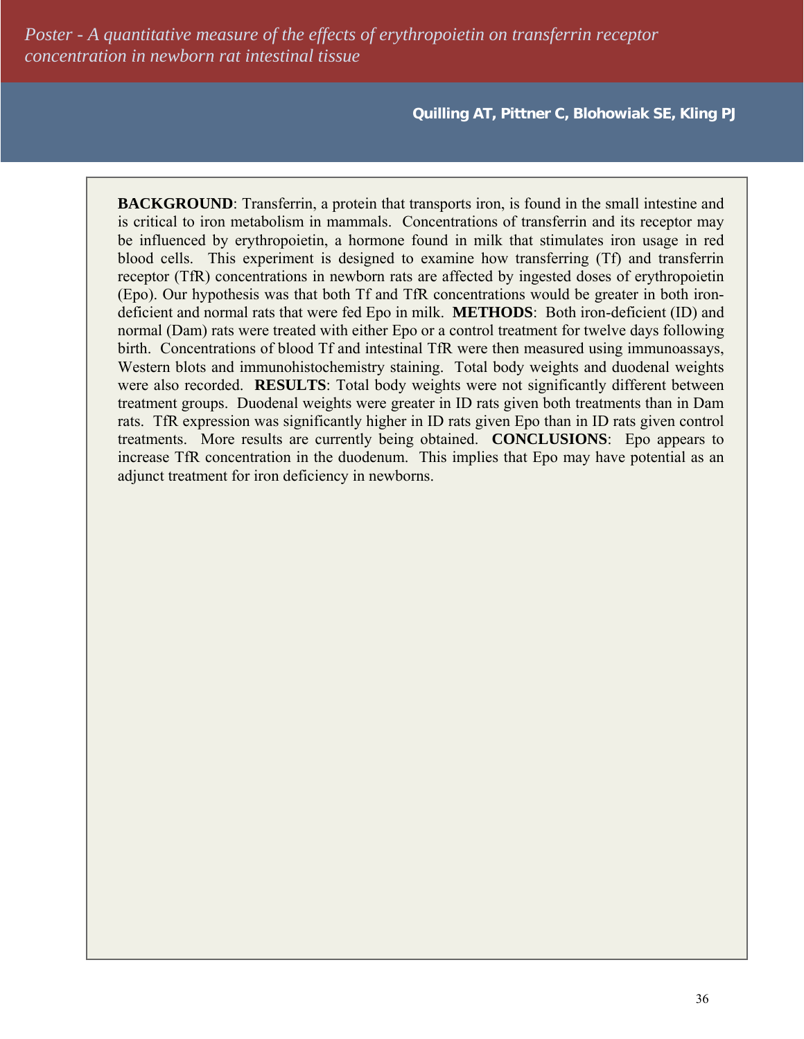# *Poster - A quantitative measure of the effects of erythropoietin on transferrin receptor concentration in newborn rat intestinal tissue*

**Quilling AT, Pittner C, Blohowiak SE, Kling PJ**

**BACKGROUND**: Transferrin, a protein that transports iron, is found in the small intestine and is critical to iron metabolism in mammals. Concentrations of transferrin and its receptor may be influenced by erythropoietin, a hormone found in milk that stimulates iron usage in red blood cells. This experiment is designed to examine how transferring (Tf) and transferrin receptor (TfR) concentrations in newborn rats are affected by ingested doses of erythropoietin (Epo). Our hypothesis was that both Tf and TfR concentrations would be greater in both iron-deficient and normal rats that were fed Epo in milk. **METHODS**: Both iron-deficient (ID) and normal (Dam) rats were treated with either Epo or a control treatment for twelve days following birth. Concentrations of blood Tf and intestinal TfR were then measured using immunoassays, Western blots and immunohistochemistry staining. Total body weights and duodenal weights were also recorded. **RESULTS**: Total body weights were not significantly different between treatment groups. Duodenal weights were greater in ID rats given both treatments than in Dam rats. TfR expression was significantly higher in ID rats given Epo than in ID rats given control treatments. More results are currently being obtained. **CONCLUSIONS**: Epo appears to increase TfR concentration in the duodenum. This implies that Epo may have potential as an adjunct treatment for iron deficiency in newborns.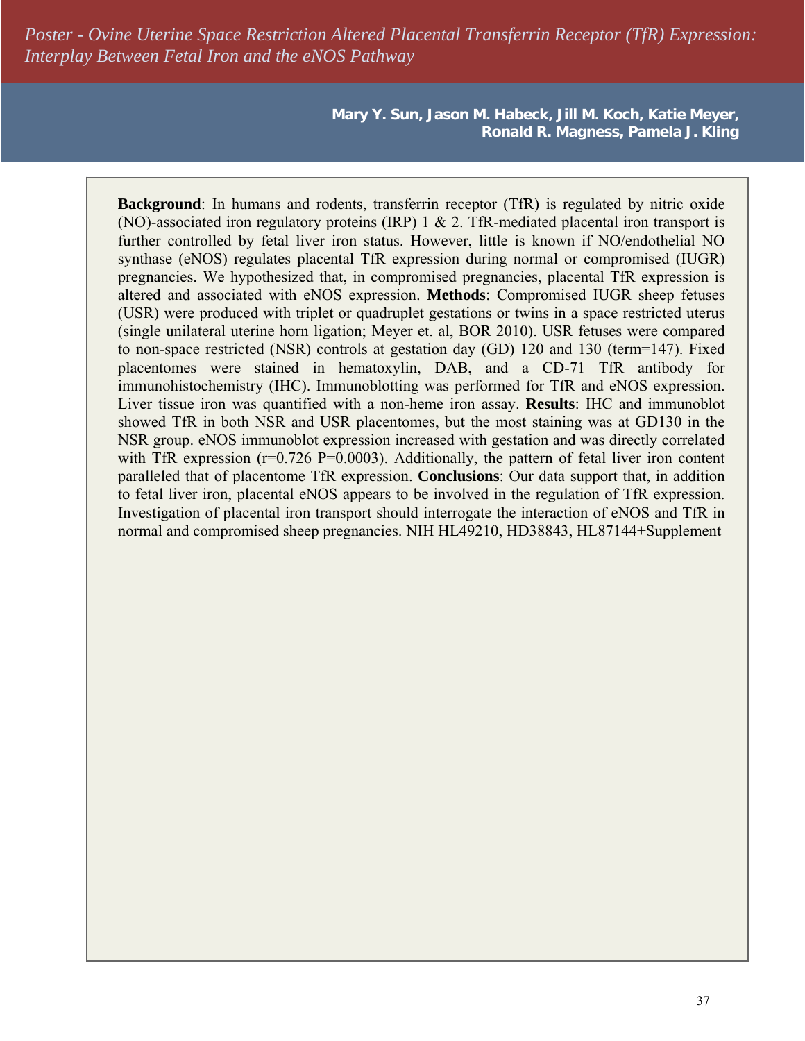# *Poster - Ovine Uterine Space Restriction Altered Placental Transferrin Receptor (TfR) Expression: Interplay Between Fetal Iron and the eNOS Pathway*

**Mary Y. Sun, Jason M. Habeck, Jill M. Koch, Katie Meyer, Ronald R. Magness, Pamela J. Kling**

**Background**: In humans and rodents, transferrin receptor (TfR) is regulated by nitric oxide (NO)-associated iron regulatory proteins (IRP) 1 & 2. TfR-mediated placental iron transport is further controlled by fetal liver iron status. However, little is known if NO/endothelial NO synthase (eNOS) regulates placental TfR expression during normal or compromised (IUGR) pregnancies. We hypothesized that, in compromised pregnancies, placental TfR expression is altered and associated with eNOS expression. **Methods**: Compromised IUGR sheep fetuses (USR) were produced with triplet or quadruplet gestations or twins in a space restricted uterus (single unilateral uterine horn ligation; Meyer et. al, BOR 2010). USR fetuses were compared to non-space restricted (NSR) controls at gestation day (GD) 120 and 130 (term=147). Fixed placentomes were stained in hematoxylin, DAB, and a CD-71 TfR antibody for immunohistochemistry (IHC). Immunoblotting was performed for TfR and eNOS expression. Liver tissue iron was quantified with a non-heme iron assay. **Results**: IHC and immunoblot showed TfR in both NSR and USR placentomes, but the most staining was at GD130 in the NSR group. eNOS immunoblot expression increased with gestation and was directly correlated with TfR expression ($r=0.726$ $P=0.0003$). Additionally, the pattern of fetal liver iron content paralleled that of placentome TfR expression. **Conclusions**: Our data support that, in addition to fetal liver iron, placental eNOS appears to be involved in the regulation of TfR expression. Investigation of placental iron transport should interrogate the interaction of eNOS and TfR in normal and compromised sheep pregnancies. NIH HL49210, HD38843, HL87144+Supplement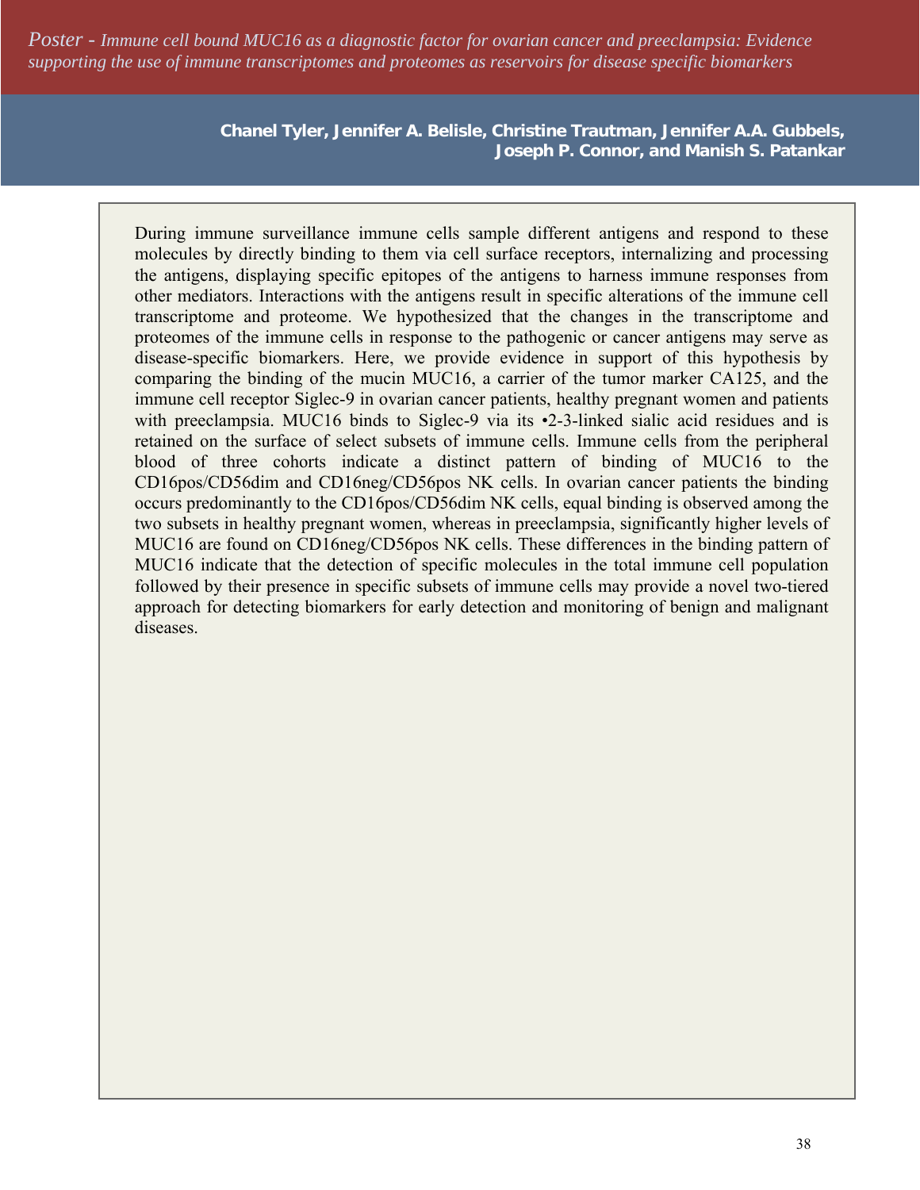*Poster - Immune cell bound MUC16 as a diagnostic factor for ovarian cancer and preeclampsia: Evidence supporting the use of immune transcriptomes and proteomes as reservoirs for disease specific biomarkers*

**Chanel Tyler, Jennifer A. Belisle, Christine Trautman, Jennifer A.A. Gubbels, Joseph P. Connor, and Manish S. Patankar**

During immune surveillance immune cells sample different antigens and respond to these molecules by directly binding to them via cell surface receptors, internalizing and processing the antigens, displaying specific epitopes of the antigens to harness immune responses from other mediators. Interactions with the antigens result in specific alterations of the immune cell transcriptome and proteome. We hypothesized that the changes in the transcriptome and proteomes of the immune cells in response to the pathogenic or cancer antigens may serve as disease-specific biomarkers. Here, we provide evidence in support of this hypothesis by comparing the binding of the mucin MUC16, a carrier of the tumor marker CA125, and the immune cell receptor Siglec-9 in ovarian cancer patients, healthy pregnant women and patients with preeclampsia. MUC16 binds to Siglec-9 via its •2-3-linked sialic acid residues and is retained on the surface of select subsets of immune cells. Immune cells from the peripheral blood of three cohorts indicate a distinct pattern of binding of MUC16 to the CD16pos/CD56dim and CD16neg/CD56pos NK cells. In ovarian cancer patients the binding occurs predominantly to the CD16pos/CD56dim NK cells, equal binding is observed among the two subsets in healthy pregnant women, whereas in preeclampsia, significantly higher levels of MUC16 are found on CD16neg/CD56pos NK cells. These differences in the binding pattern of MUC16 indicate that the detection of specific molecules in the total immune cell population followed by their presence in specific subsets of immune cells may provide a novel two-tiered approach for detecting biomarkers for early detection and monitoring of benign and malignant diseases.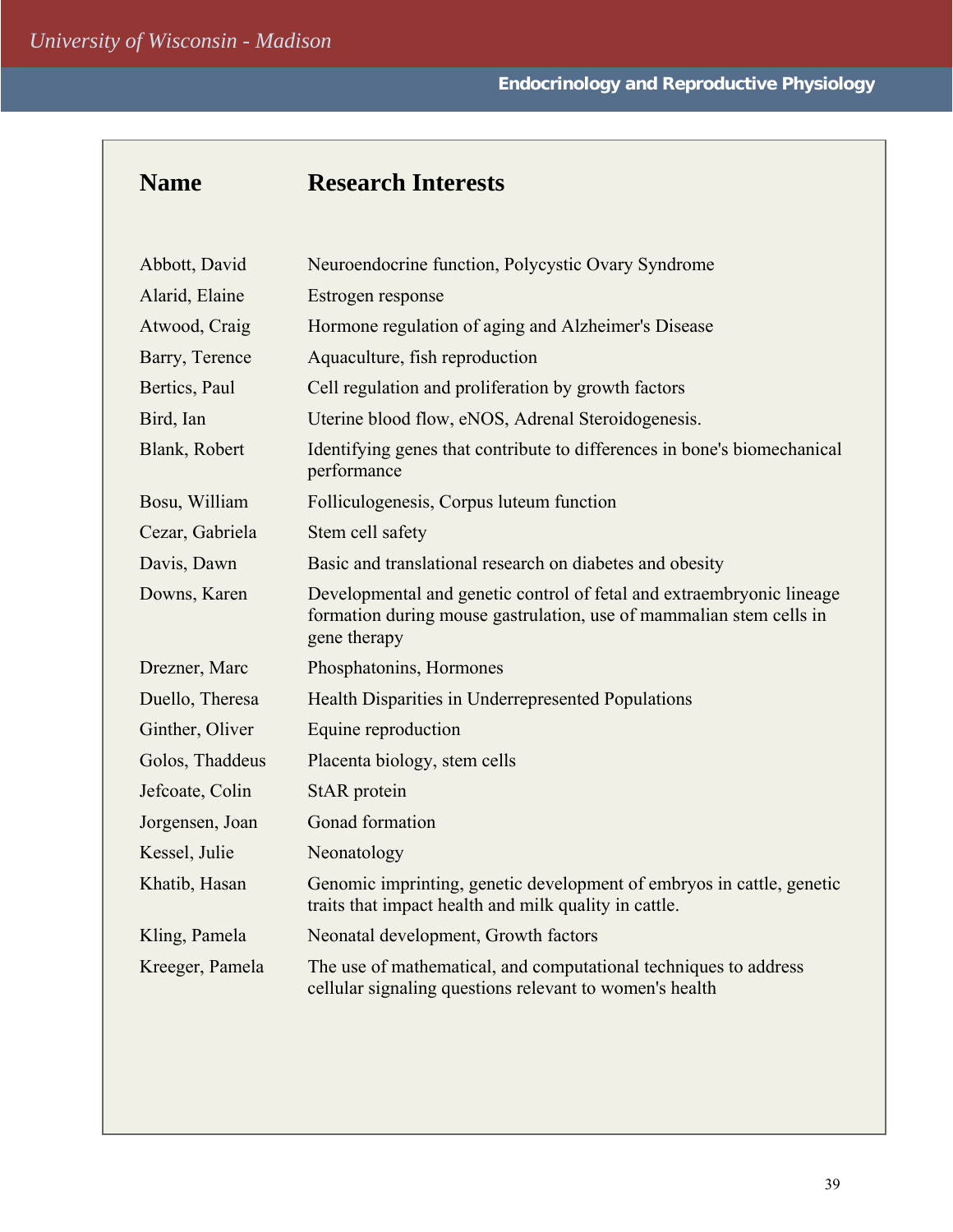| Name | Research Interests |
|---|---|
| Abbott, David | Neuroendocrine function, Polycystic Ovary Syndrome |
| Alarid, Elaine | Estrogen response |
| Atwood, Craig | Hormone regulation of aging and Alzheimer's Disease |
| Barry, Terence | Aquaculture, fish reproduction |
| Bertics, Paul | Cell regulation and proliferation by growth factors |
| Bird, Ian | Uterine blood flow, eNOS, Adrenal Steroidogenesis. |
| Blank, Robert | Identifying genes that contribute to differences in bone's biomechanical performance |
| Bosu, William | Folliculogenesis, Corpus luteum function |
| Cezar, Gabriela | Stem cell safety |
| Davis, Dawn | Basic and translational research on diabetes and obesity |
| Downs, Karen | Developmental and genetic control of fetal and extraembryonic lineage formation during mouse gastrulation, use of mammalian stem cells in gene therapy |
| Drezner, Marc | Phosphatonins, Hormones |
| Duello, Theresa | Health Disparities in Underrepresented Populations |
| Ginther, Oliver | Equine reproduction |
| Golos, Thaddeus | Placenta biology, stem cells |
| Jefcoate, Colin | StAR protein |
| Jorgensen, Joan | Gonad formation |
| Kessel, Julie | Neonatology |
| Khatib, Hasan | Genomic imprinting, genetic development of embryos in cattle, genetic traits that impact health and milk quality in cattle. |
| Kling, Pamela | Neonatal development, Growth factors |
| Kreeger, Pamela | The use of mathematical, and computational techniques to address cellular signaling questions relevant to women's health |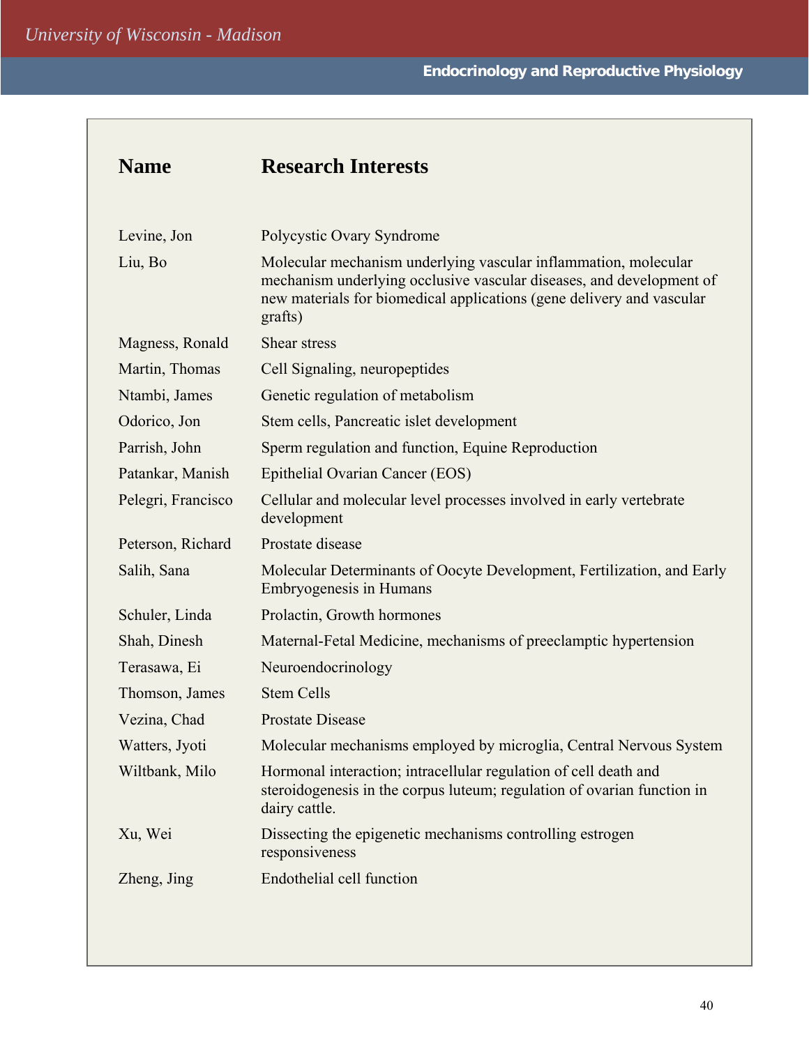| Name | Research Interests |
|---|---|
| Levine, Jon | Polycystic Ovary Syndrome |
| Liu, Bo | Molecular mechanism underlying vascular inflammation, molecular mechanism underlying occlusive vascular diseases, and development of new materials for biomedical applications (gene delivery and vascular grafts) |
| Magness, Ronald | Shear stress |
| Martin, Thomas | Cell Signaling, neuropeptides |
| Ntambi, James | Genetic regulation of metabolism |
| Odorico, Jon | Stem cells, Pancreatic islet development |
| Parrish, John | Sperm regulation and function, Equine Reproduction |
| Patankar, Manish | Epithelial Ovarian Cancer (EOS) |
| Pelegri, Francisco | Cellular and molecular level processes involved in early vertebrate development |
| Peterson, Richard | Prostate disease |
| Salih, Sana | Molecular Determinants of Oocyte Development, Fertilization, and Early Embryogenesis in Humans |
| Schuler, Linda | Prolactin, Growth hormones |
| Shah, Dinesh | Maternal-Fetal Medicine, mechanisms of preeclamptic hypertension |
| Terasawa, Ei | Neuroendocrinology |
| Thomson, James | Stem Cells |
| Vezina, Chad | Prostate Disease |
| Watters, Jyoti | Molecular mechanisms employed by microglia, Central Nervous System |
| Wiltbank, Milo | Hormonal interaction; intracellular regulation of cell death and steroidogenesis in the corpus luteum; regulation of ovarian function in dairy cattle. |
| Xu, Wei | Dissecting the epigenetic mechanisms controlling estrogen responsiveness |
| Zheng, Jing | Endothelial cell function |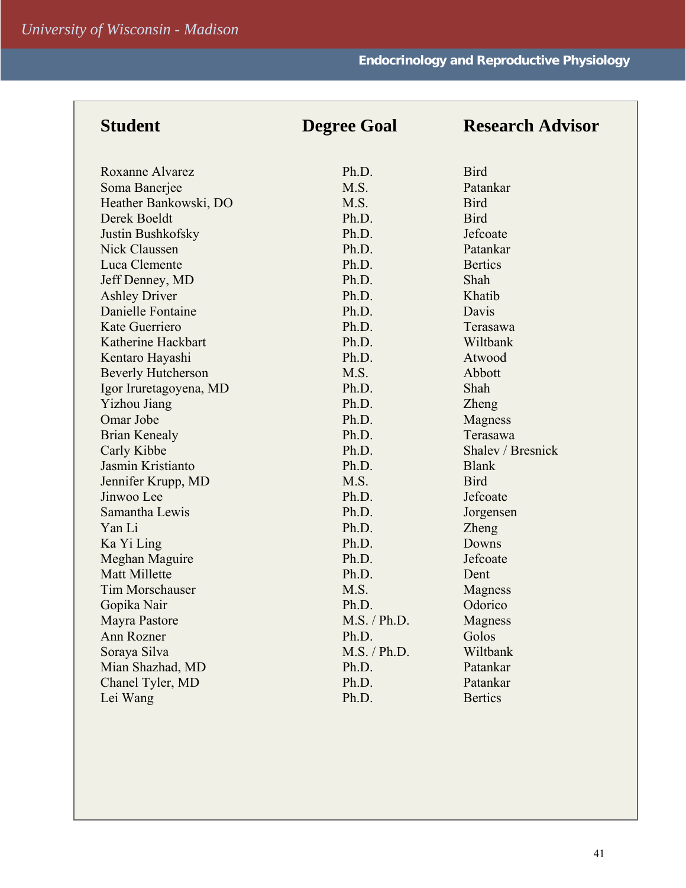| Student | Degree Goal | Research Advisor |
|---|---|---|
| Roxanne Alvarez | Ph.D. | Bird |
| Soma Banerjee | M.S. | Patankar |
| Heather Bankowski, DO | M.S. | Bird |
| Derek Boeldt | Ph.D. | Bird |
| Justin Bushkofsky | Ph.D. | Jefcoate |
| Nick Claussen | Ph.D. | Patankar |
| Luca Clemente | Ph.D. | Bertics |
| Jeff Denney, MD | Ph.D. | Shah |
| Ashley Driver | Ph.D. | Khatib |
| Danielle Fontaine | Ph.D. | Davis |
| Kate Guerriero | Ph.D. | Terasawa |
| Katherine Hackbart | Ph.D. | Wiltbank |
| Kentaro Hayashi | Ph.D. | Atwood |
| Beverly Hutcherson | M.S. | Abbott |
| Igor Iruretagoyena, MD | Ph.D. | Shah |
| Yizhou Jiang | Ph.D. | Zheng |
| Omar Jobe | Ph.D. | Magness |
| Brian Kenealy | Ph.D. | Terasawa |
| Carly Kibbe | Ph.D. | Shalev / Bresnick |
| Jasmin Kristianto | Ph.D. | Blank |
| Jennifer Krupp, MD | M.S. | Bird |
| Jinwoo Lee | Ph.D. | Jefcoate |
| Samantha Lewis | Ph.D. | Jorgensen |
| Yan Li | Ph.D. | Zheng |
| Ka Yi Ling | Ph.D. | Downs |
| Meghan Maguire | Ph.D. | Jefcoate |
| Matt Millette | Ph.D. | Dent |
| Tim Morschauser | M.S. | Magness |
| Gopika Nair | Ph.D. | Odorico |
| Mayra Pastore | M.S. / Ph.D. | Magness |
| Ann Rozner | Ph.D. | Golos |
| Soraya Silva | M.S. / Ph.D. | Wiltbank |
| Mian Shazhad, MD | Ph.D. | Patankar |
| Chanel Tyler, MD | Ph.D. | Patankar |
| Lei Wang | Ph.D. | Bertics |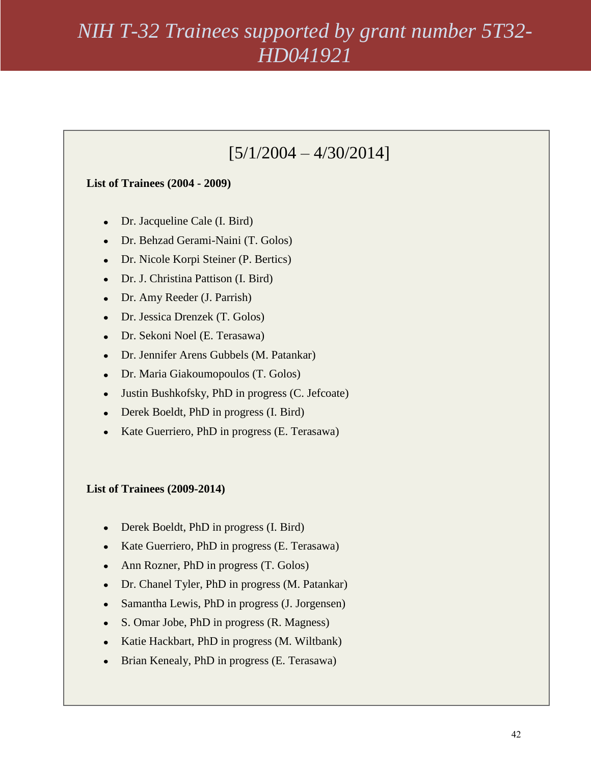# *NIH T-32 Trainees supported by grant number 5T32-HD041921*

## [5/1/2004 – 4/30/2014]

**List of Trainees (2004 - 2009)**

- Dr. Jacqueline Cale (I. Bird)
- Dr. Behzad Gerami-Naini (T. Golos)
- Dr. Nicole Korpi Steiner (P. Bertics)
- Dr. J. Christina Pattison (I. Bird)
- Dr. Amy Reeder (J. Parrish)
- Dr. Jessica Drenzek (T. Golos)
- Dr. Sekoni Noel (E. Terasawa)
- Dr. Jennifer Arens Gubbels (M. Patankar)
- Dr. Maria Giakoumopoulos (T. Golos)
- Justin Bushkofsky, PhD in progress (C. Jefcoate)
- Derek Boeldt, PhD in progress (I. Bird)
- Kate Guerriero, PhD in progress (E. Terasawa)

**List of Trainees (2009-2014)**

- Derek Boeldt, PhD in progress (I. Bird)
- Kate Guerriero, PhD in progress (E. Terasawa)
- Ann Rozner, PhD in progress (T. Golos)
- Dr. Chanel Tyler, PhD in progress (M. Patankar)
- Samantha Lewis, PhD in progress (J. Jorgensen)
- S. Omar Jobe, PhD in progress (R. Magness)
- Katie Hackbart, PhD in progress (M. Wiltbank)
- Brian Kenealy, PhD in progress (E. Terasawa)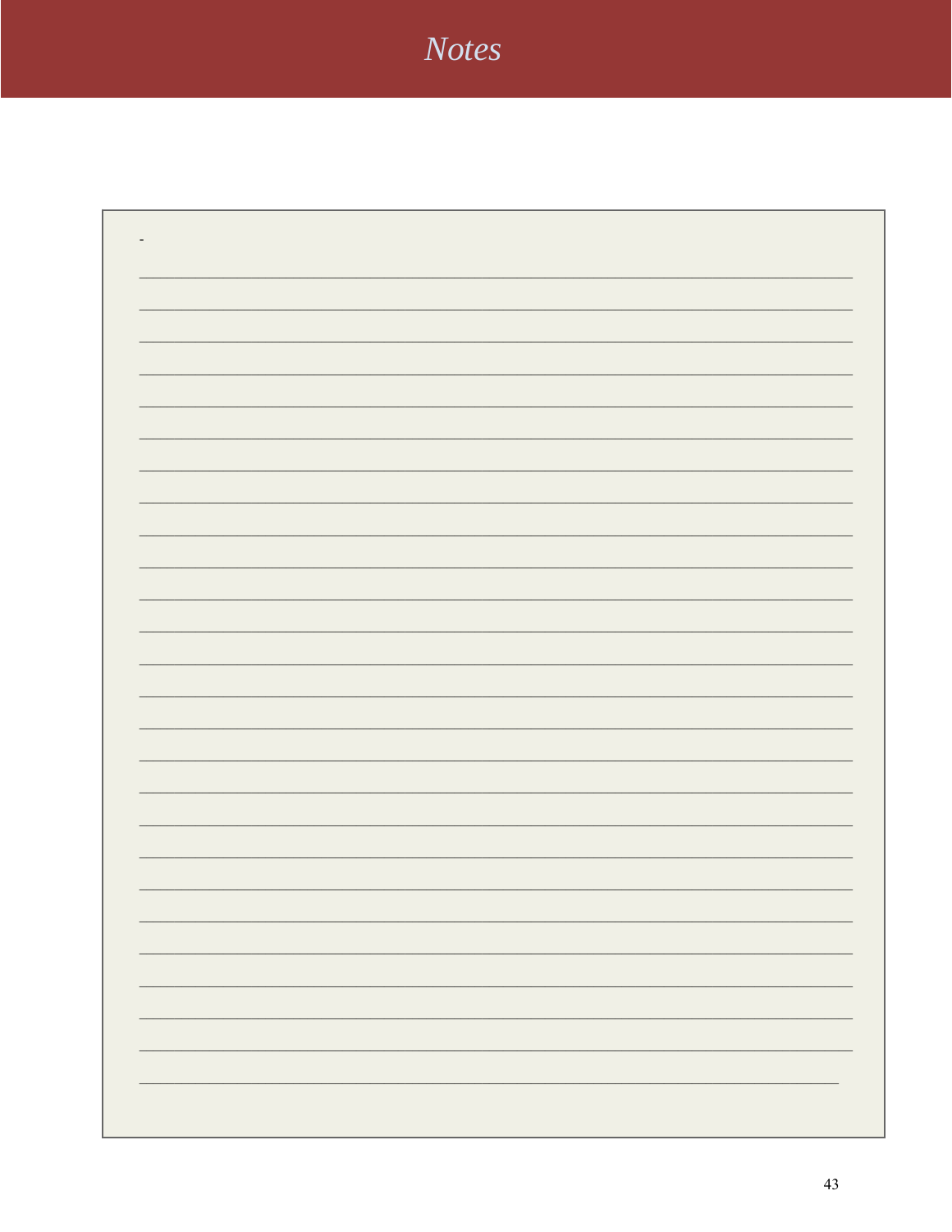# *Notes*

-